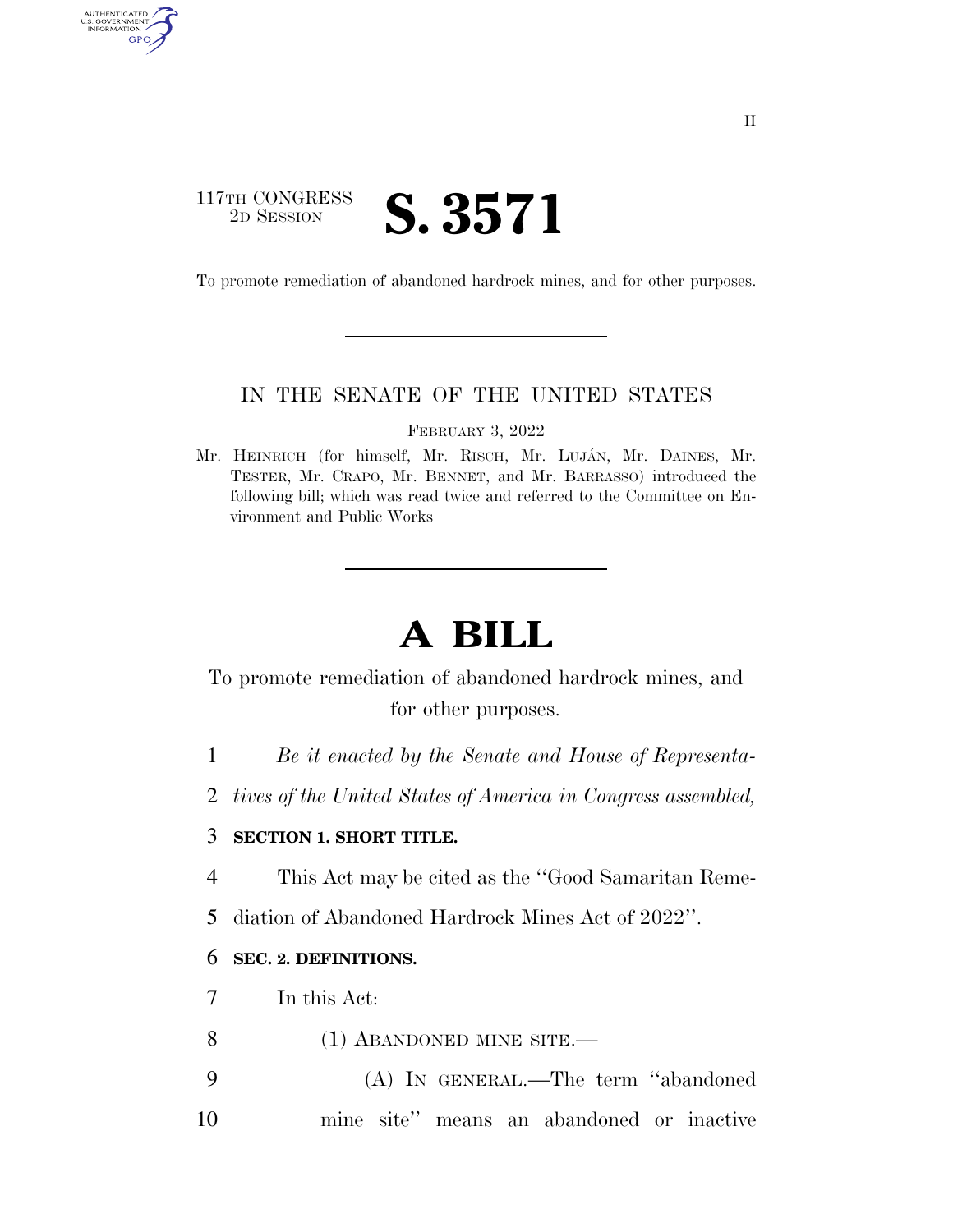117TH CONGRESS
2D SESSION

# S. 3571

To promote remediation of abandoned hardrock mines, and for other purposes.

---

IN THE SENATE OF THE UNITED STATES

FEBRUARY 3, 2022

Mr. HEINRICH (for himself, Mr. RISCH, Mr. LUJÁN, Mr. DAINES, Mr. TESTER, Mr. CRAPO, Mr. BENNET, and Mr. BARRASSO) introduced the following bill; which was read twice and referred to the Committee on Environment and Public Works

---

# A BILL

To promote remediation of abandoned hardrock mines, and for other purposes.

1 *Be it enacted by the Senate and House of Representa-*
2 *tives of the United States of America in Congress assembled,*

3 **SECTION 1. SHORT TITLE.**

4 This Act may be cited as the ''Good Samaritan Reme-
5 diation of Abandoned Hardrock Mines Act of 2022''.

6 **SEC. 2. DEFINITIONS.**

7 In this Act:

8 (1) ABANDONED MINE SITE.—

9 (A) IN GENERAL.—The term ''abandoned
10 mine site'' means an abandoned or inactive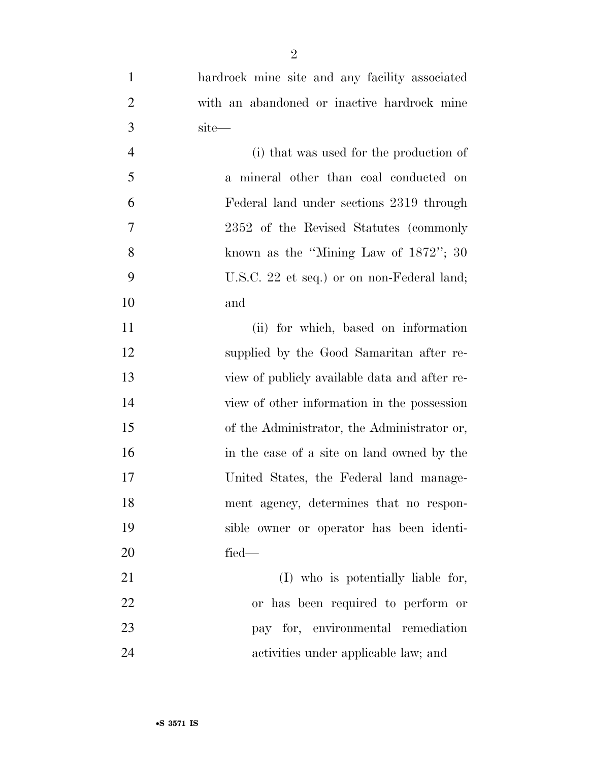hardrock mine site and any facility associated with an abandoned or inactive hardrock mine site—

(i) that was used for the production of a mineral other than coal conducted on Federal land under sections 2319 through 2352 of the Revised Statutes (commonly known as the "Mining Law of 1872"; 30 U.S.C. 22 et seq.) or on non-Federal land; and

(ii) for which, based on information supplied by the Good Samaritan after review of publicly available data and after review of other information in the possession of the Administrator, the Administrator or, in the case of a site on land owned by the United States, the Federal land management agency, determines that no responsible owner or operator has been identified—

(I) who is potentially liable for, or has been required to perform or pay for, environmental remediation activities under applicable law; and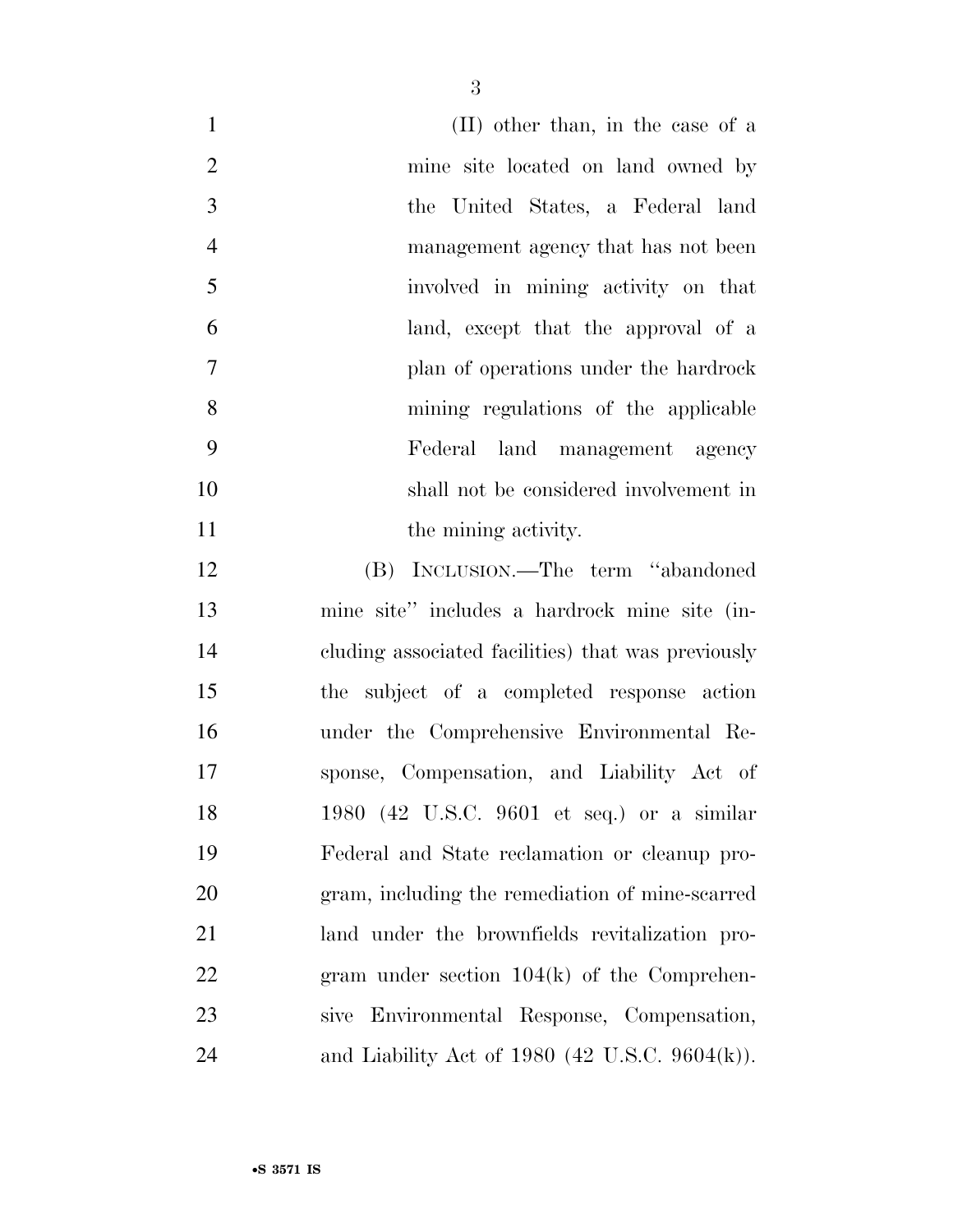(II) other than, in the case of a mine site located on land owned by the United States, a Federal land management agency that has not been involved in mining activity on that land, except that the approval of a plan of operations under the hardrock mining regulations of the applicable Federal land management agency shall not be considered involvement in the mining activity.

(B) INCLUSION.—The term "abandoned mine site" includes a hardrock mine site (including associated facilities) that was previously the subject of a completed response action under the Comprehensive Environmental Response, Compensation, and Liability Act of 1980 (42 U.S.C. 9601 et seq.) or a similar Federal and State reclamation or cleanup program, including the remediation of mine-scarred land under the brownfields revitalization program under section 104(k) of the Comprehensive Environmental Response, Compensation, and Liability Act of 1980 (42 U.S.C. 9604(k)).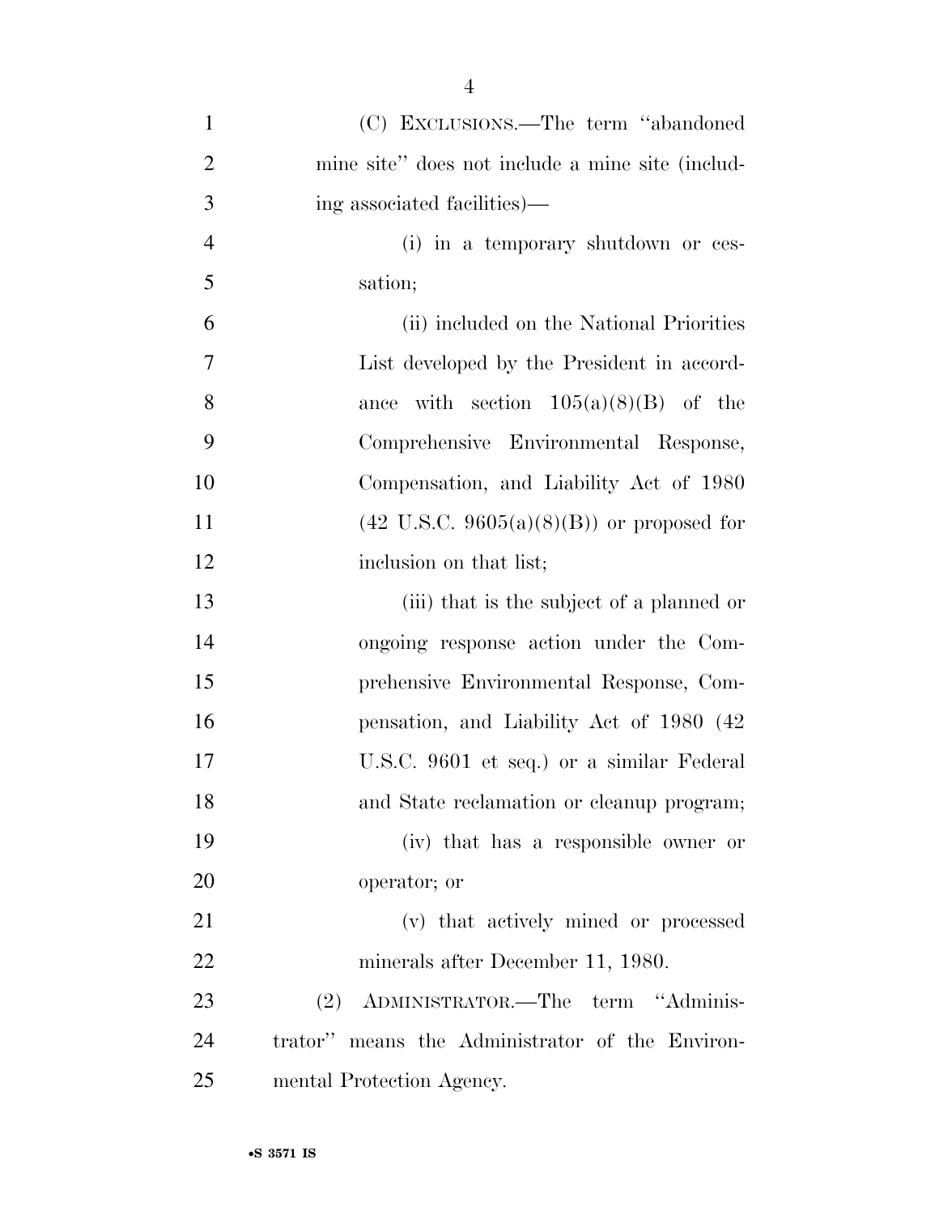(C) EXCLUSIONS.—The term ''abandoned mine site'' does not include a mine site (including associated facilities)—

(i) in a temporary shutdown or cessation;

(ii) included on the National Priorities List developed by the President in accordance with section 105(a)(8)(B) of the Comprehensive Environmental Response, Compensation, and Liability Act of 1980 (42 U.S.C. 9605(a)(8)(B)) or proposed for inclusion on that list;

(iii) that is the subject of a planned or ongoing response action under the Comprehensive Environmental Response, Compensation, and Liability Act of 1980 (42 U.S.C. 9601 et seq.) or a similar Federal and State reclamation or cleanup program;

(iv) that has a responsible owner or operator; or

(v) that actively mined or processed minerals after December 11, 1980.

(2) ADMINISTRATOR.—The term ''Administrator'' means the Administrator of the Environmental Protection Agency.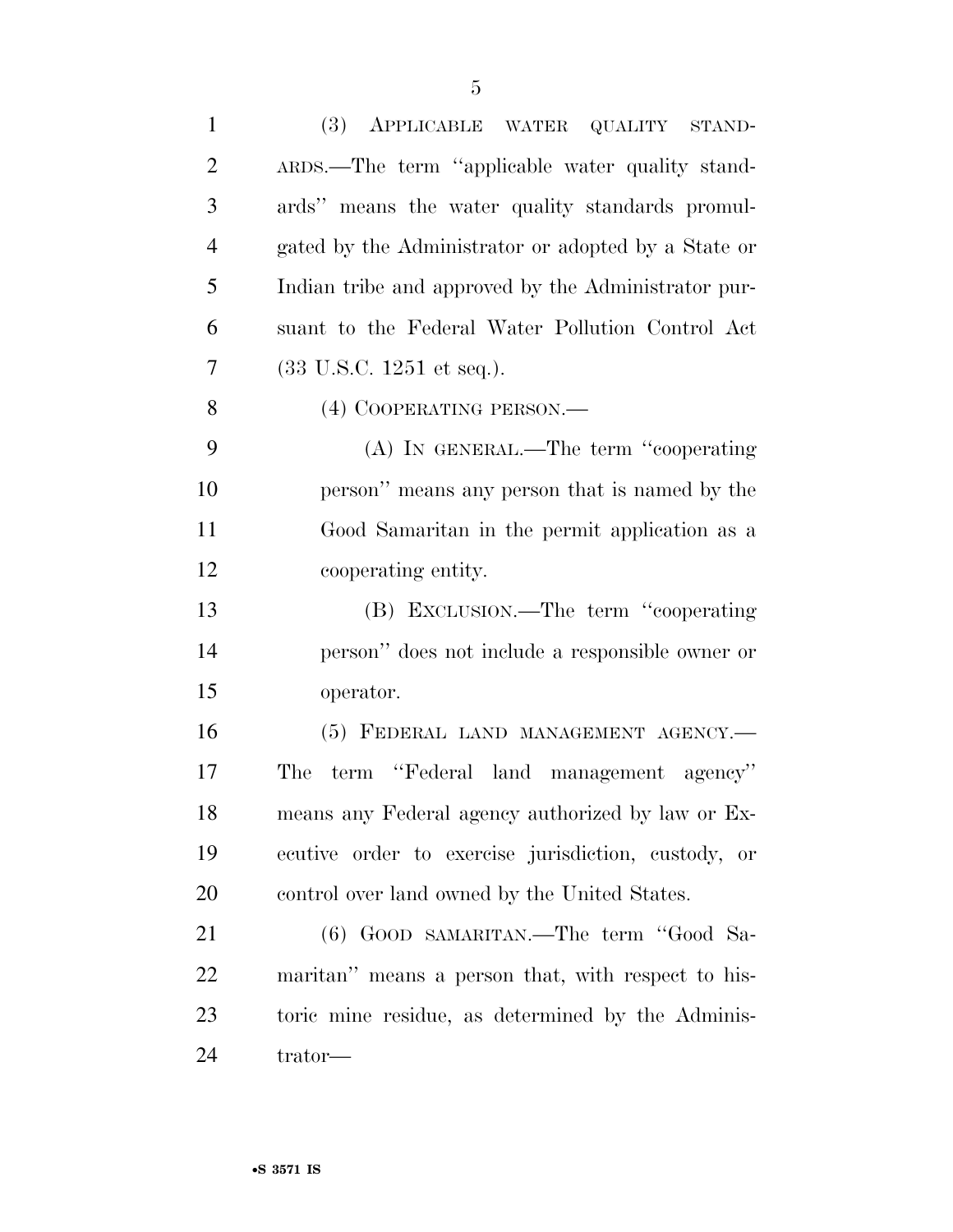(3) APPLICABLE WATER QUALITY STANDARDS.—The term "applicable water quality standards" means the water quality standards promulgated by the Administrator or adopted by a State or Indian tribe and approved by the Administrator pursuant to the Federal Water Pollution Control Act (33 U.S.C. 1251 et seq.).

(4) COOPERATING PERSON.—

(A) IN GENERAL.—The term "cooperating person" means any person that is named by the Good Samaritan in the permit application as a cooperating entity.

(B) EXCLUSION.—The term "cooperating person" does not include a responsible owner or operator.

(5) FEDERAL LAND MANAGEMENT AGENCY.—The term "Federal land management agency" means any Federal agency authorized by law or Executive order to exercise jurisdiction, custody, or control over land owned by the United States.

(6) GOOD SAMARITAN.—The term "Good Samaritan" means a person that, with respect to historic mine residue, as determined by the Administrator—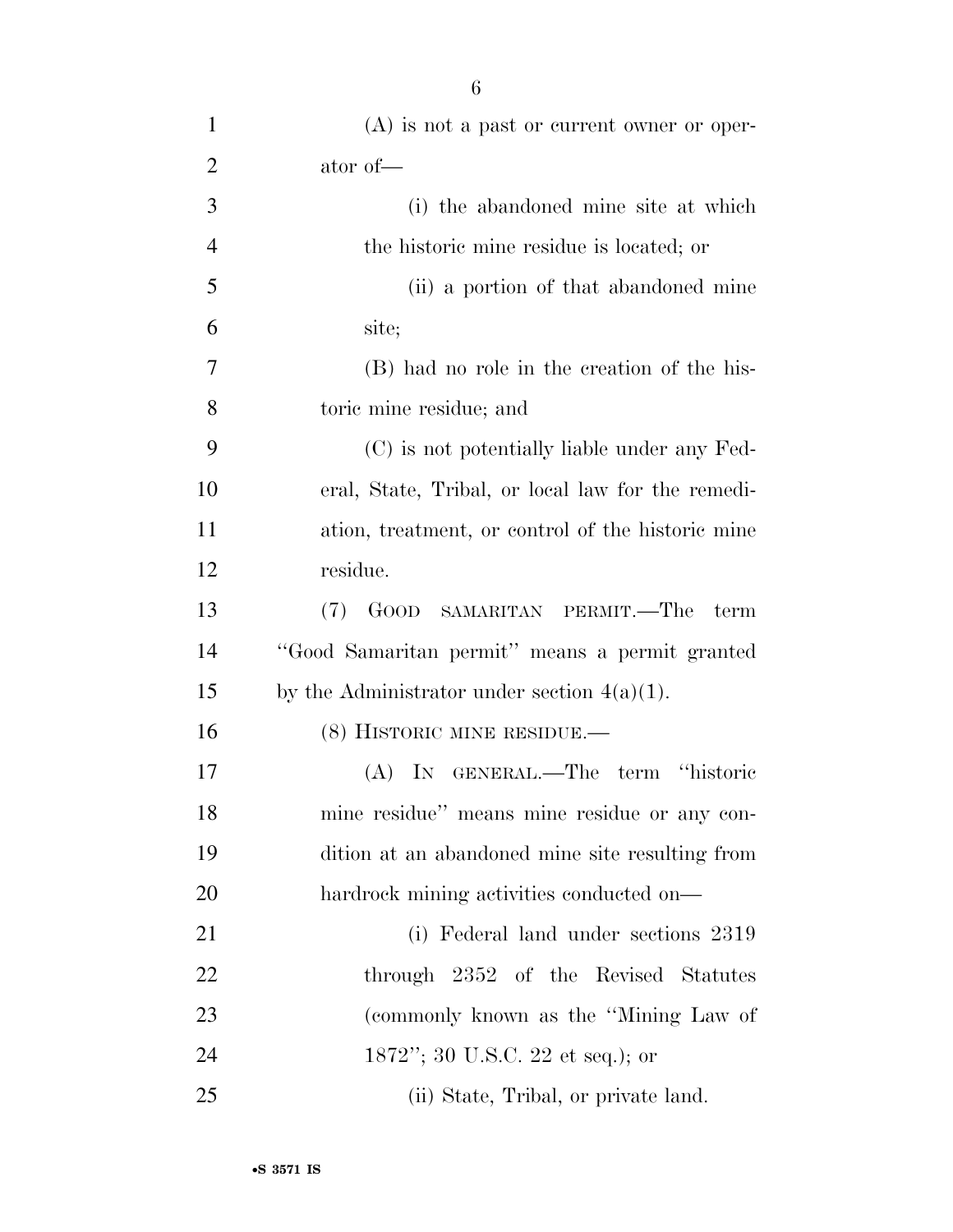(A) is not a past or current owner or operator of—

(i) the abandoned mine site at which the historic mine residue is located; or

(ii) a portion of that abandoned mine site;

(B) had no role in the creation of the historic mine residue; and

(C) is not potentially liable under any Federal, State, Tribal, or local law for the remediation, treatment, or control of the historic mine residue.

(7) GOOD SAMARITAN PERMIT.—The term "Good Samaritan permit" means a permit granted by the Administrator under section 4(a)(1).

(8) HISTORIC MINE RESIDUE.—

(A) IN GENERAL.—The term "historic mine residue" means mine residue or any condition at an abandoned mine site resulting from hardrock mining activities conducted on—

(i) Federal land under sections 2319 through 2352 of the Revised Statutes (commonly known as the "Mining Law of 1872"; 30 U.S.C. 22 et seq.); or

(ii) State, Tribal, or private land.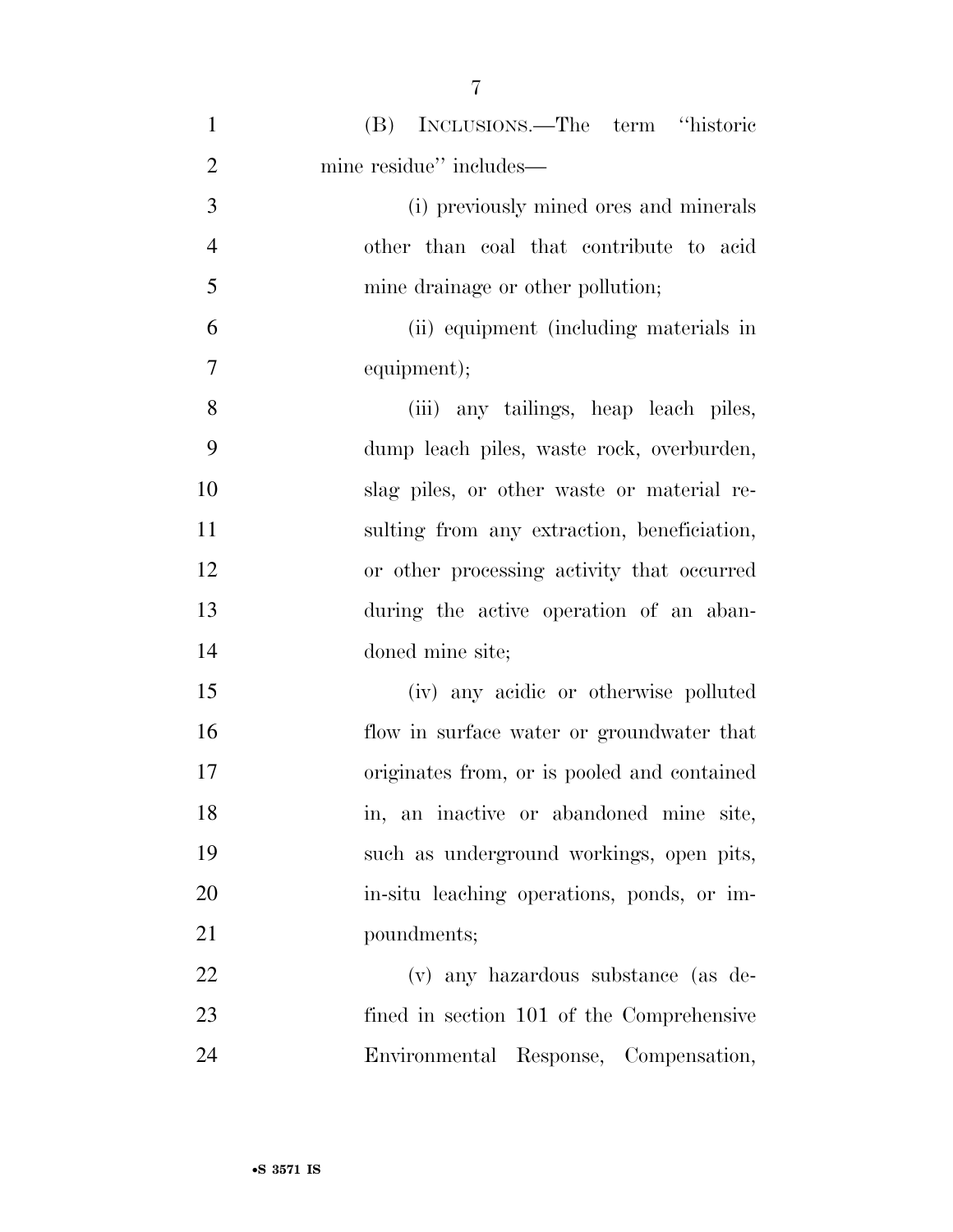(B) INCLUSIONS.—The term ''historic mine residue'' includes—

(i) previously mined ores and minerals other than coal that contribute to acid mine drainage or other pollution;

(ii) equipment (including materials in equipment);

(iii) any tailings, heap leach piles, dump leach piles, waste rock, overburden, slag piles, or other waste or material resulting from any extraction, beneficiation, or other processing activity that occurred during the active operation of an abandoned mine site;

(iv) any acidic or otherwise polluted flow in surface water or groundwater that originates from, or is pooled and contained in, an inactive or abandoned mine site, such as underground workings, open pits, in-situ leaching operations, ponds, or impoundments;

(v) any hazardous substance (as defined in section 101 of the Comprehensive Environmental Response, Compensation,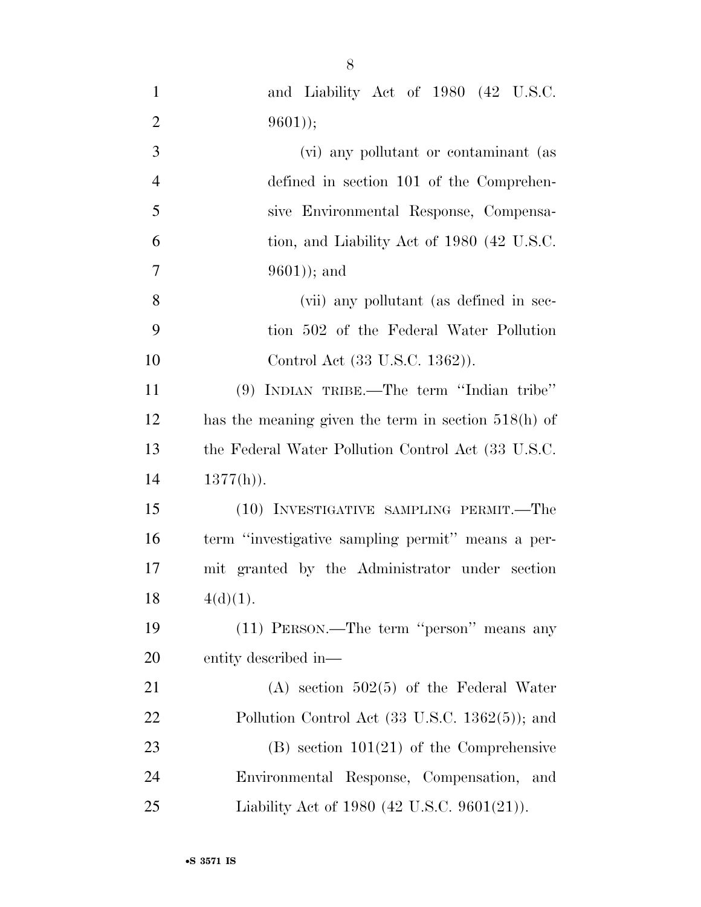and Liability Act of 1980 (42 U.S.C. 9601));

(vi) any pollutant or contaminant (as defined in section 101 of the Comprehensive Environmental Response, Compensation, and Liability Act of 1980 (42 U.S.C. 9601)); and

(vii) any pollutant (as defined in section 502 of the Federal Water Pollution Control Act (33 U.S.C. 1362)).

(9) INDIAN TRIBE.—The term ''Indian tribe'' has the meaning given the term in section 518(h) of the Federal Water Pollution Control Act (33 U.S.C. 1377(h)).

(10) INVESTIGATIVE SAMPLING PERMIT.—The term ''investigative sampling permit'' means a permit granted by the Administrator under section 4(d)(1).

(11) PERSON.—The term ''person'' means any entity described in—

(A) section 502(5) of the Federal Water Pollution Control Act (33 U.S.C. 1362(5)); and

(B) section 101(21) of the Comprehensive Environmental Response, Compensation, and Liability Act of 1980 (42 U.S.C. 9601(21)).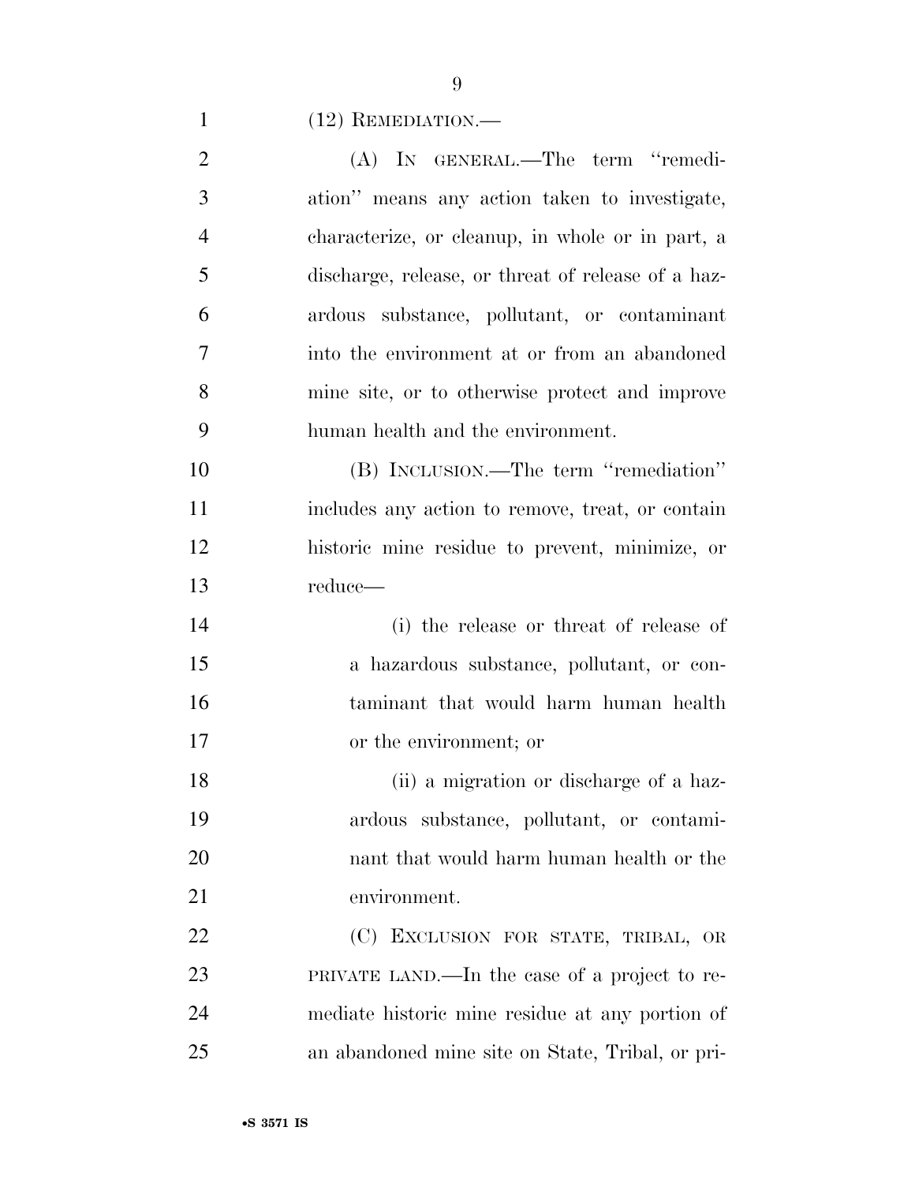(12) REMEDIATION.—

(A) IN GENERAL.—The term "remediation" means any action taken to investigate, characterize, or cleanup, in whole or in part, a discharge, release, or threat of release of a hazardous substance, pollutant, or contaminant into the environment at or from an abandoned mine site, or to otherwise protect and improve human health and the environment.

(B) INCLUSION.—The term "remediation" includes any action to remove, treat, or contain historic mine residue to prevent, minimize, or reduce—

(i) the release or threat of release of a hazardous substance, pollutant, or contaminant that would harm human health or the environment; or

(ii) a migration or discharge of a hazardous substance, pollutant, or contaminant that would harm human health or the environment.

(C) EXCLUSION FOR STATE, TRIBAL, OR PRIVATE LAND.—In the case of a project to remediate historic mine residue at any portion of an abandoned mine site on State, Tribal, or pri-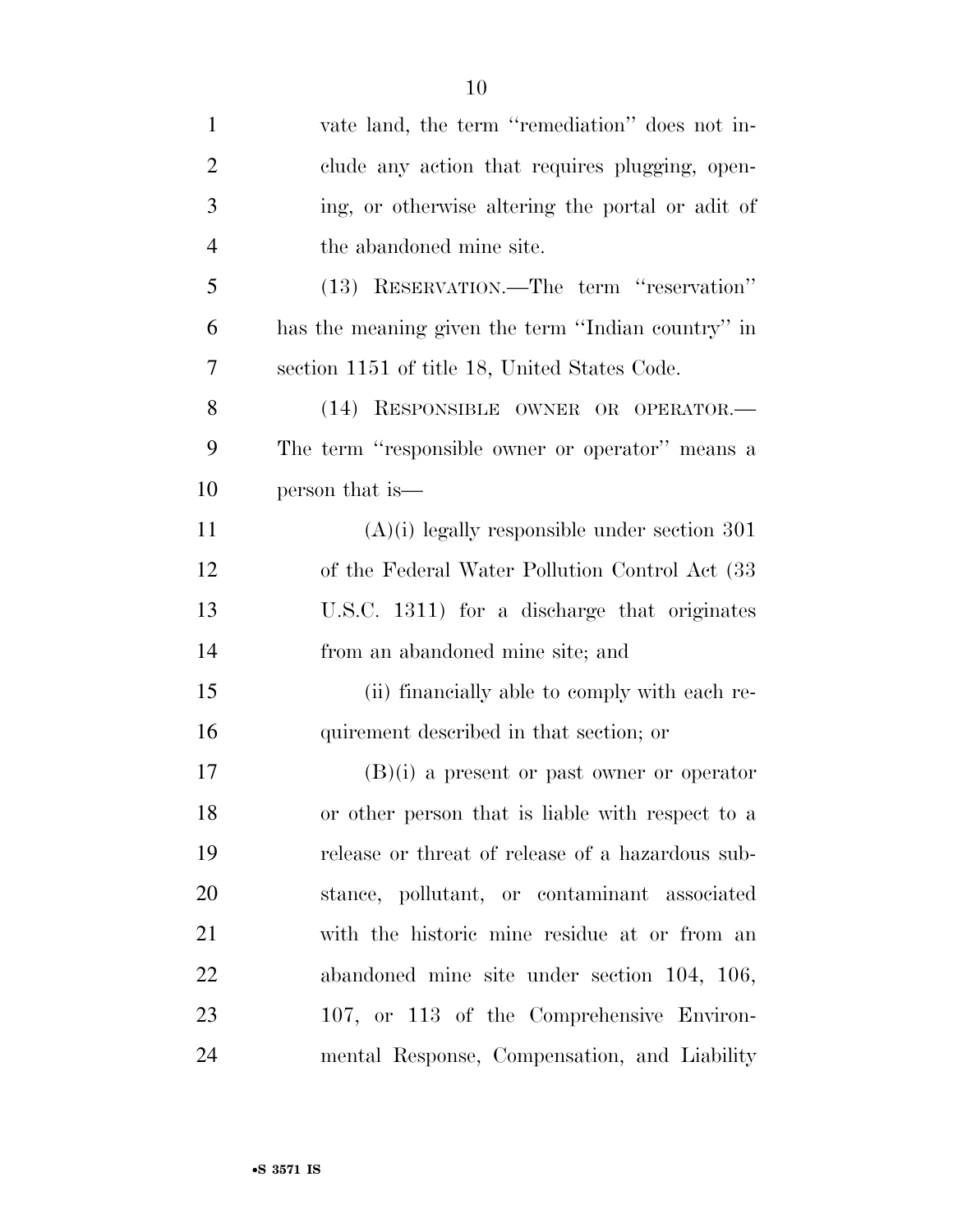vate land, the term ''remediation'' does not include any action that requires plugging, opening, or otherwise altering the portal or adit of the abandoned mine site.

(13) RESERVATION.—The term ''reservation'' has the meaning given the term ''Indian country'' in section 1151 of title 18, United States Code.

(14) RESPONSIBLE OWNER OR OPERATOR.—The term ''responsible owner or operator'' means a person that is—

(A)(i) legally responsible under section 301 of the Federal Water Pollution Control Act (33 U.S.C. 1311) for a discharge that originates from an abandoned mine site; and

(ii) financially able to comply with each requirement described in that section; or

(B)(i) a present or past owner or operator or other person that is liable with respect to a release or threat of release of a hazardous substance, pollutant, or contaminant associated with the historic mine residue at or from an abandoned mine site under section 104, 106, 107, or 113 of the Comprehensive Environmental Response, Compensation, and Liability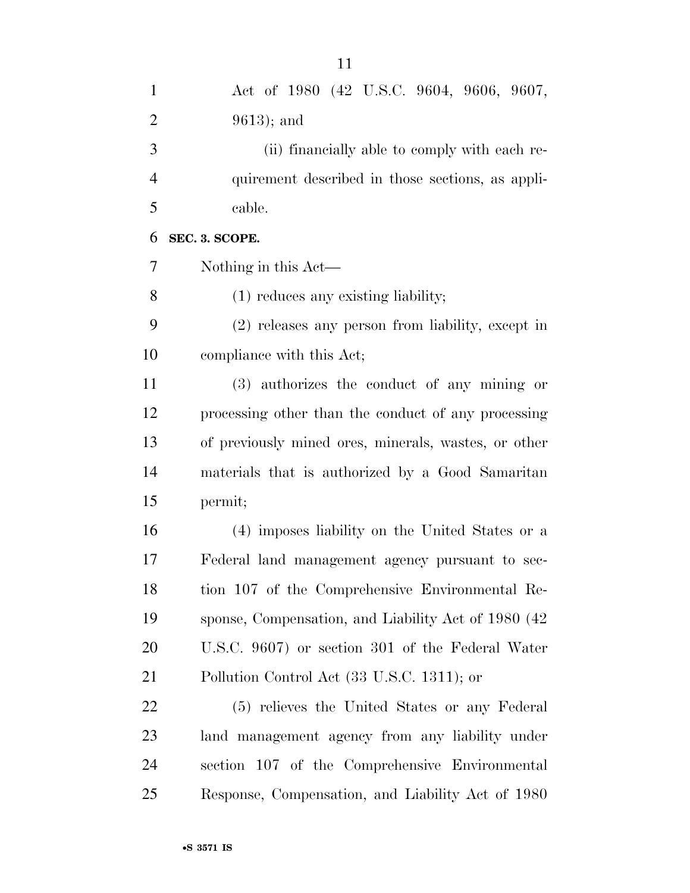Act of 1980 (42 U.S.C. 9604, 9606, 9607, 9613); and

(ii) financially able to comply with each requirement described in those sections, as applicable.

**SEC. 3. SCOPE.**

Nothing in this Act—

(1) reduces any existing liability;

(2) releases any person from liability, except in compliance with this Act;

(3) authorizes the conduct of any mining or processing other than the conduct of any processing of previously mined ores, minerals, wastes, or other materials that is authorized by a Good Samaritan permit;

(4) imposes liability on the United States or a Federal land management agency pursuant to section 107 of the Comprehensive Environmental Response, Compensation, and Liability Act of 1980 (42 U.S.C. 9607) or section 301 of the Federal Water Pollution Control Act (33 U.S.C. 1311); or

(5) relieves the United States or any Federal land management agency from any liability under section 107 of the Comprehensive Environmental Response, Compensation, and Liability Act of 1980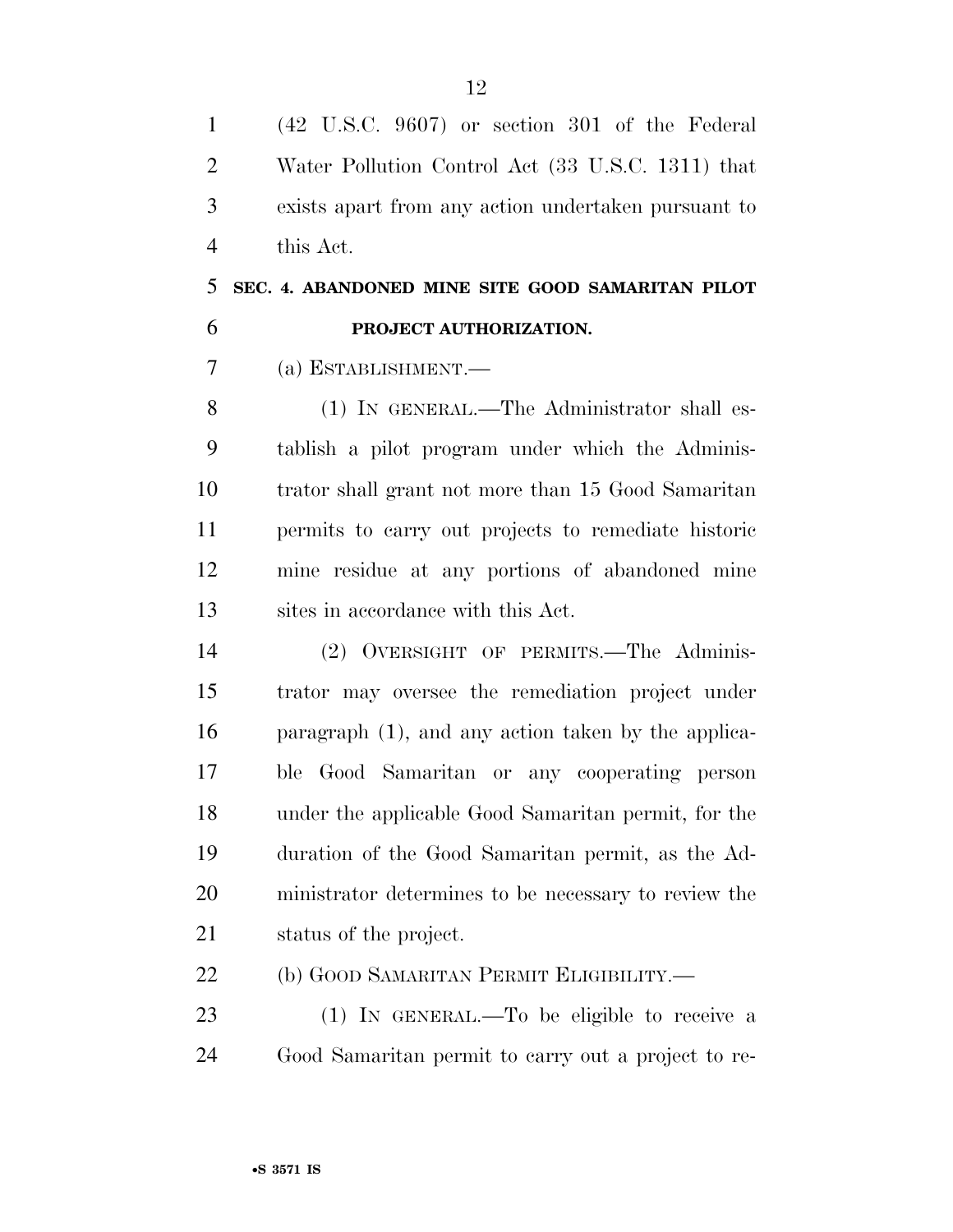(42 U.S.C. 9607) or section 301 of the Federal Water Pollution Control Act (33 U.S.C. 1311) that exists apart from any action undertaken pursuant to this Act.

### SEC. 4. ABANDONED MINE SITE GOOD SAMARITAN PILOT PROJECT AUTHORIZATION.

(a) ESTABLISHMENT.—

(1) IN GENERAL.—The Administrator shall establish a pilot program under which the Administrator shall grant not more than 15 Good Samaritan permits to carry out projects to remediate historic mine residue at any portions of abandoned mine sites in accordance with this Act.

(2) OVERSIGHT OF PERMITS.—The Administrator may oversee the remediation project under paragraph (1), and any action taken by the applicable Good Samaritan or any cooperating person under the applicable Good Samaritan permit, for the duration of the Good Samaritan permit, as the Administrator determines to be necessary to review the status of the project.

(b) GOOD SAMARITAN PERMIT ELIGIBILITY.—

(1) IN GENERAL.—To be eligible to receive a Good Samaritan permit to carry out a project to re-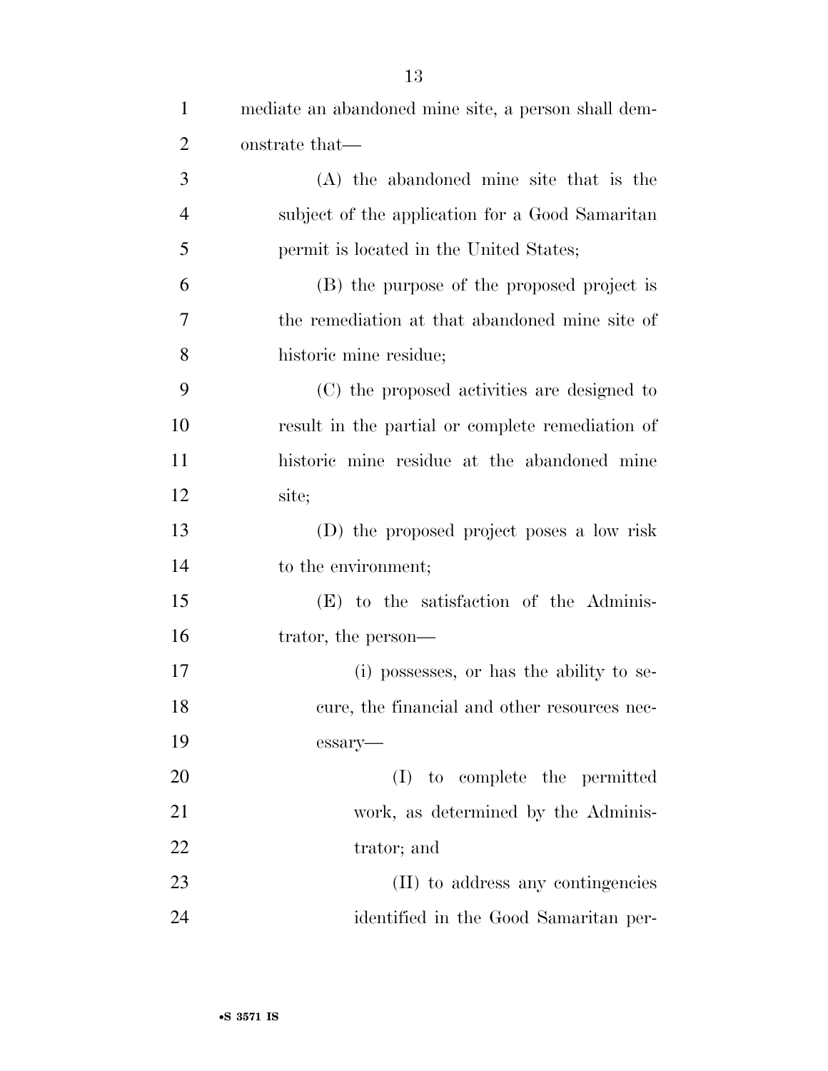mediate an abandoned mine site, a person shall demonstrate that—

(A) the abandoned mine site that is the subject of the application for a Good Samaritan permit is located in the United States;

(B) the purpose of the proposed project is the remediation at that abandoned mine site of historic mine residue;

(C) the proposed activities are designed to result in the partial or complete remediation of historic mine residue at the abandoned mine site;

(D) the proposed project poses a low risk to the environment;

(E) to the satisfaction of the Administrator, the person—

(i) possesses, or has the ability to secure, the financial and other resources necessary—

(I) to complete the permitted work, as determined by the Administrator; and

(II) to address any contingencies identified in the Good Samaritan per-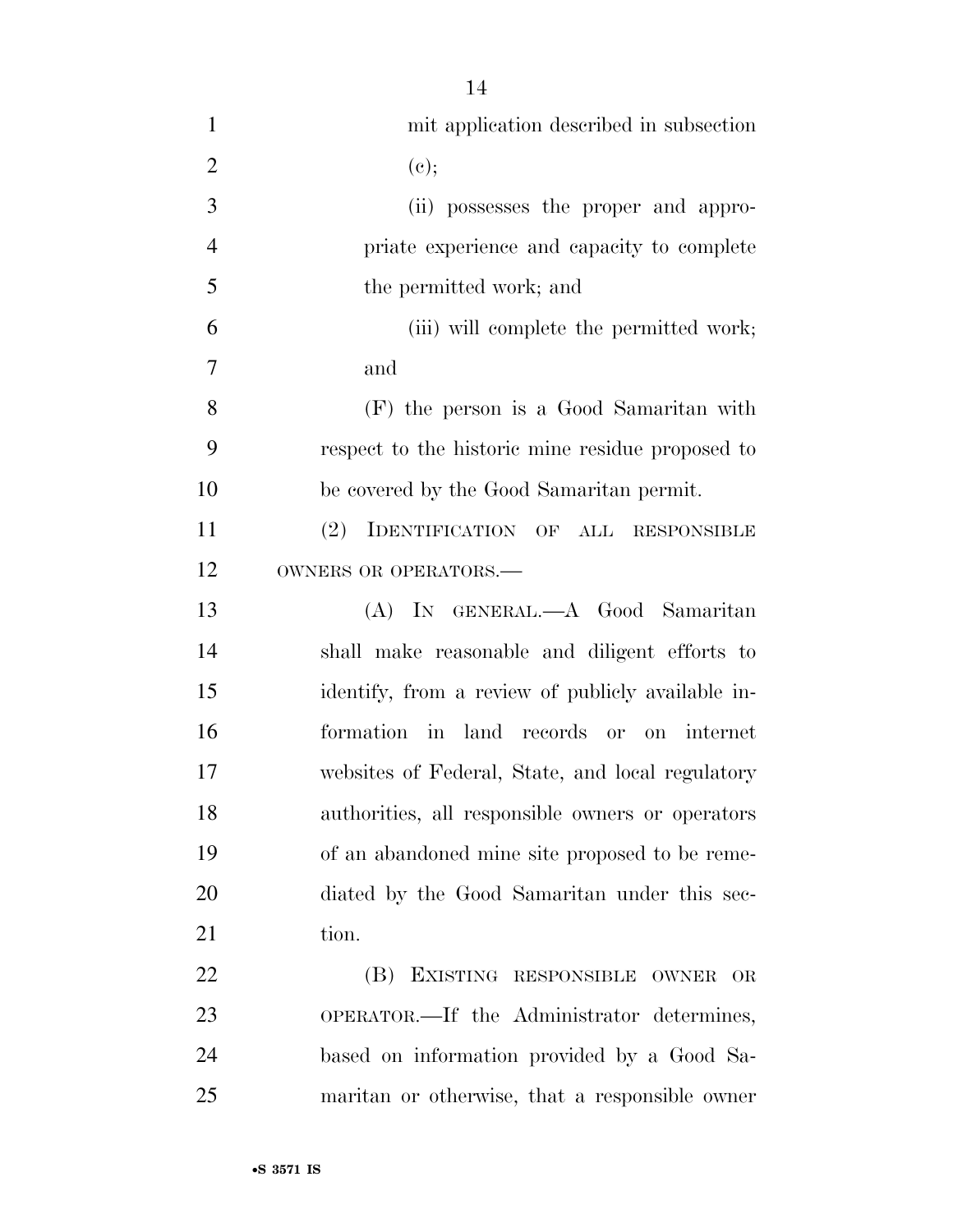mit application described in subsection (c);

(ii) possesses the proper and appropriate experience and capacity to complete the permitted work; and

(iii) will complete the permitted work; and

(F) the person is a Good Samaritan with respect to the historic mine residue proposed to be covered by the Good Samaritan permit.

(2) IDENTIFICATION OF ALL RESPONSIBLE OWNERS OR OPERATORS.—

(A) IN GENERAL.—A Good Samaritan shall make reasonable and diligent efforts to identify, from a review of publicly available information in land records or on internet websites of Federal, State, and local regulatory authorities, all responsible owners or operators of an abandoned mine site proposed to be remediated by the Good Samaritan under this section.

(B) EXISTING RESPONSIBLE OWNER OR OPERATOR.—If the Administrator determines, based on information provided by a Good Samaritan or otherwise, that a responsible owner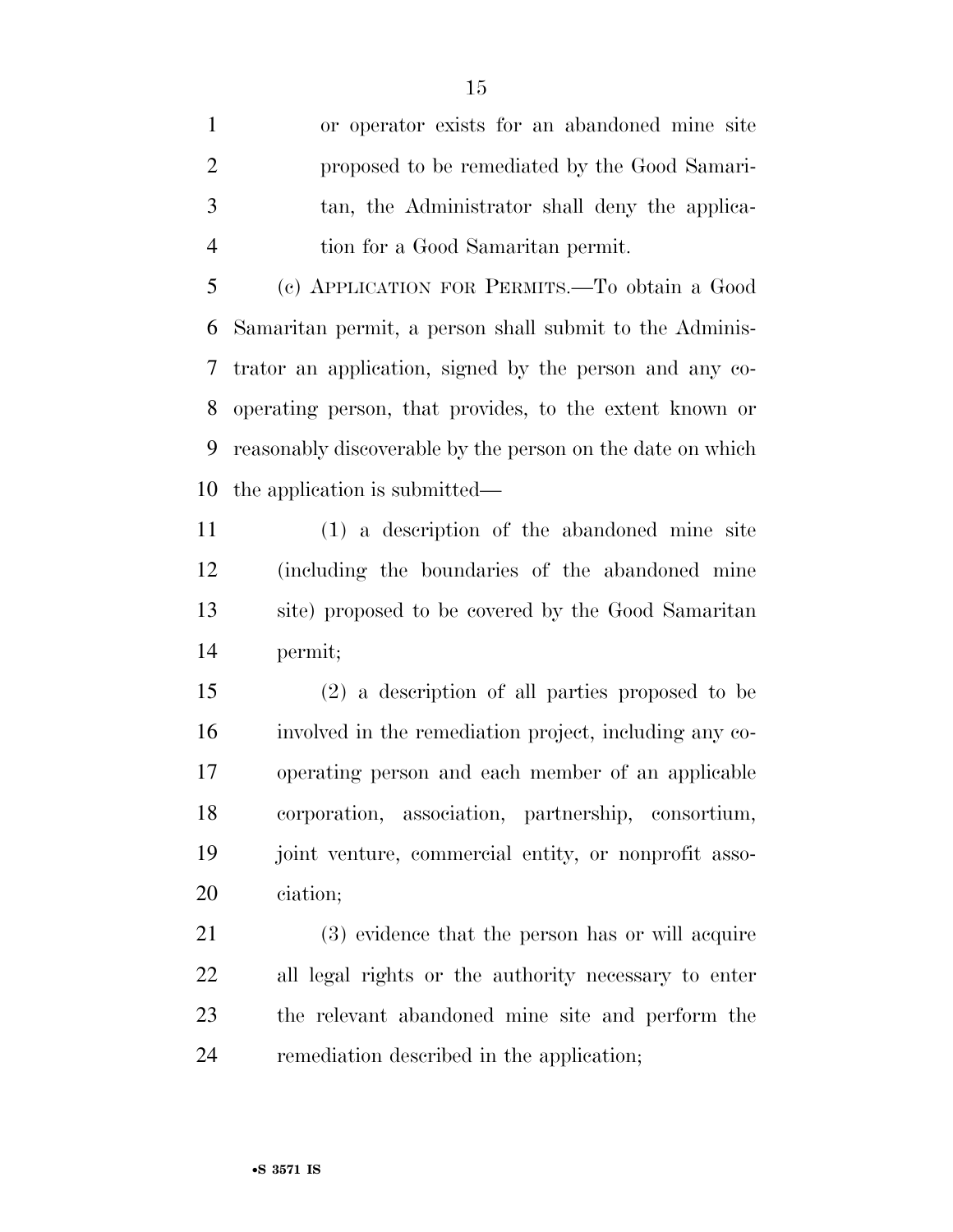or operator exists for an abandoned mine site proposed to be remediated by the Good Samaritan, the Administrator shall deny the application for a Good Samaritan permit.

(c) APPLICATION FOR PERMITS.—To obtain a Good Samaritan permit, a person shall submit to the Administrator an application, signed by the person and any cooperating person, that provides, to the extent known or reasonably discoverable by the person on the date on which the application is submitted—

(1) a description of the abandoned mine site (including the boundaries of the abandoned mine site) proposed to be covered by the Good Samaritan permit;

(2) a description of all parties proposed to be involved in the remediation project, including any cooperating person and each member of an applicable corporation, association, partnership, consortium, joint venture, commercial entity, or nonprofit association;

(3) evidence that the person has or will acquire all legal rights or the authority necessary to enter the relevant abandoned mine site and perform the remediation described in the application;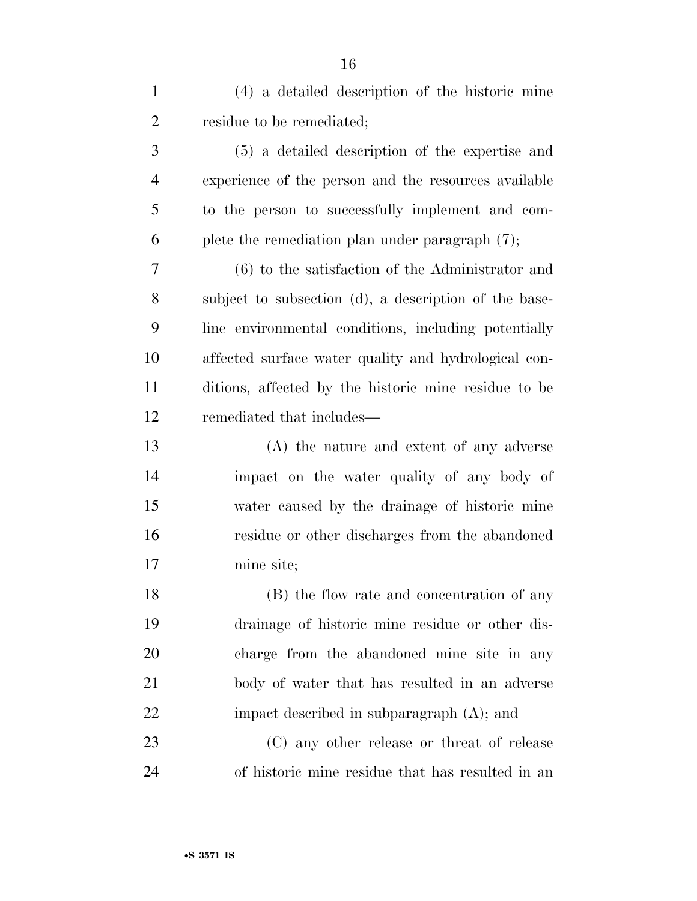(4) a detailed description of the historic mine residue to be remediated;

(5) a detailed description of the expertise and experience of the person and the resources available to the person to successfully implement and complete the remediation plan under paragraph (7);

(6) to the satisfaction of the Administrator and subject to subsection (d), a description of the baseline environmental conditions, including potentially affected surface water quality and hydrological conditions, affected by the historic mine residue to be remediated that includes—

(A) the nature and extent of any adverse impact on the water quality of any body of water caused by the drainage of historic mine residue or other discharges from the abandoned mine site;

(B) the flow rate and concentration of any drainage of historic mine residue or other discharge from the abandoned mine site in any body of water that has resulted in an adverse impact described in subparagraph (A); and

(C) any other release or threat of release of historic mine residue that has resulted in an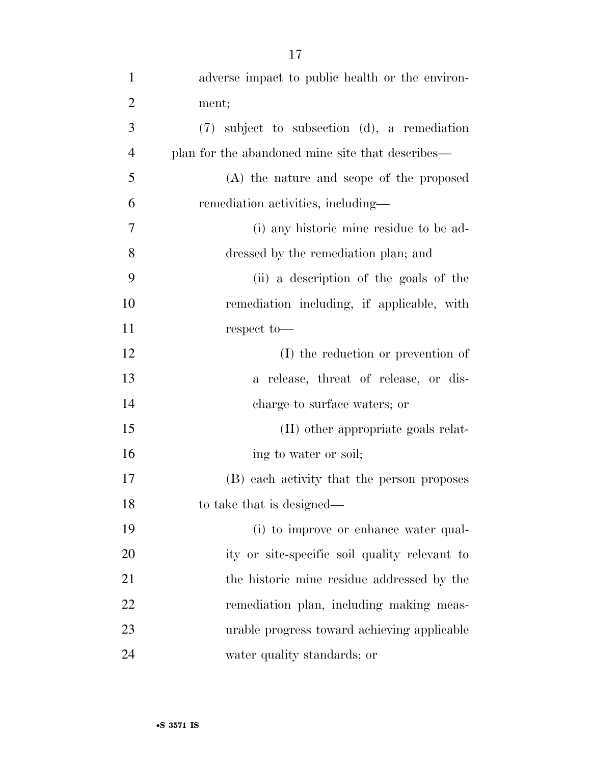adverse impact to public health or the environment;

(7) subject to subsection (d), a remediation plan for the abandoned mine site that describes—

(A) the nature and scope of the proposed remediation activities, including—

(i) any historic mine residue to be addressed by the remediation plan; and

(ii) a description of the goals of the remediation including, if applicable, with respect to—

(I) the reduction or prevention of a release, threat of release, or discharge to surface waters; or

(II) other appropriate goals relating to water or soil;

(B) each activity that the person proposes to take that is designed—

(i) to improve or enhance water quality or site-specific soil quality relevant to the historic mine residue addressed by the remediation plan, including making measurable progress toward achieving applicable water quality standards; or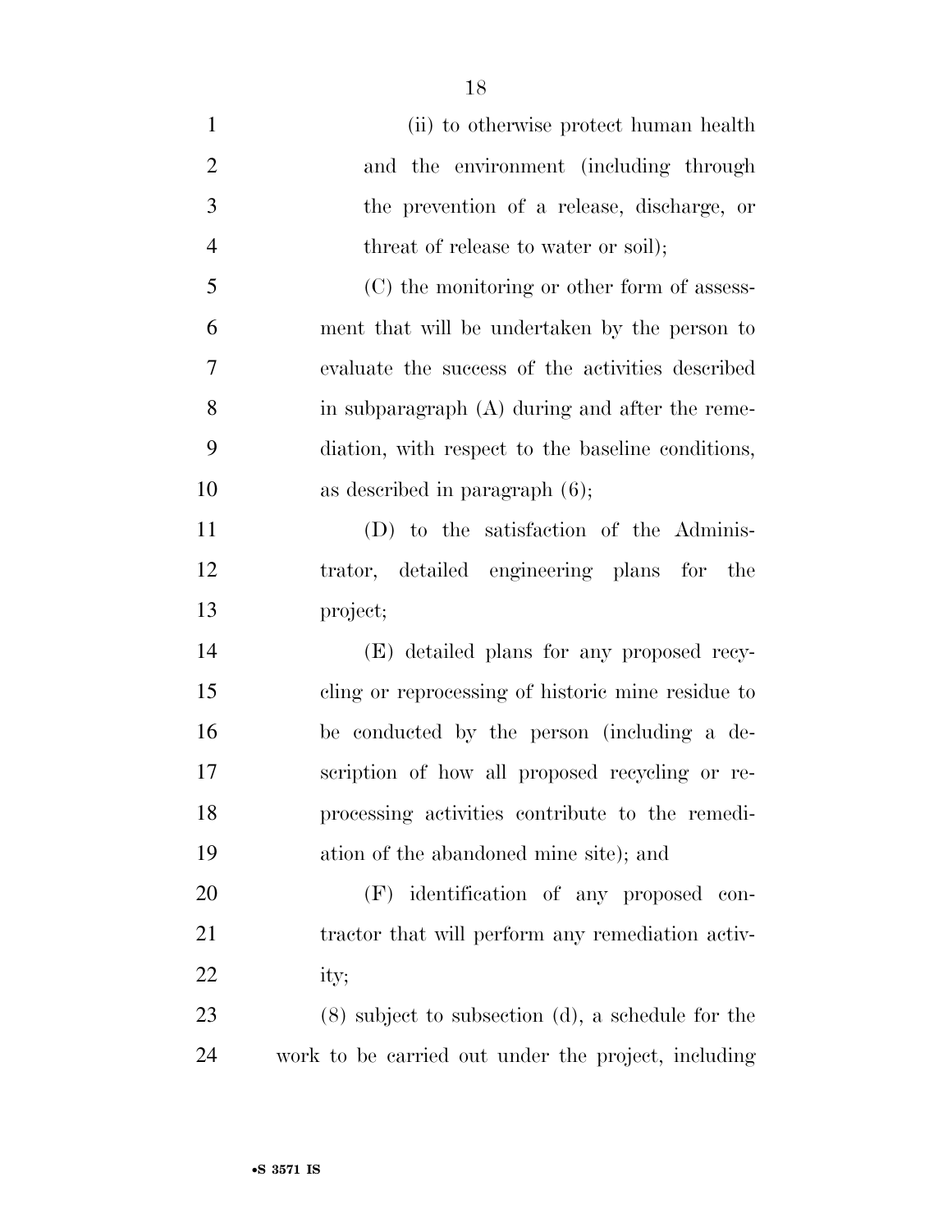(ii) to otherwise protect human health and the environment (including through the prevention of a release, discharge, or threat of release to water or soil);

(C) the monitoring or other form of assessment that will be undertaken by the person to evaluate the success of the activities described in subparagraph (A) during and after the remediation, with respect to the baseline conditions, as described in paragraph (6);

(D) to the satisfaction of the Administrator, detailed engineering plans for the project;

(E) detailed plans for any proposed recycling or reprocessing of historic mine residue to be conducted by the person (including a description of how all proposed recycling or reprocessing activities contribute to the remediation of the abandoned mine site); and

(F) identification of any proposed contractor that will perform any remediation activity;

(8) subject to subsection (d), a schedule for the work to be carried out under the project, including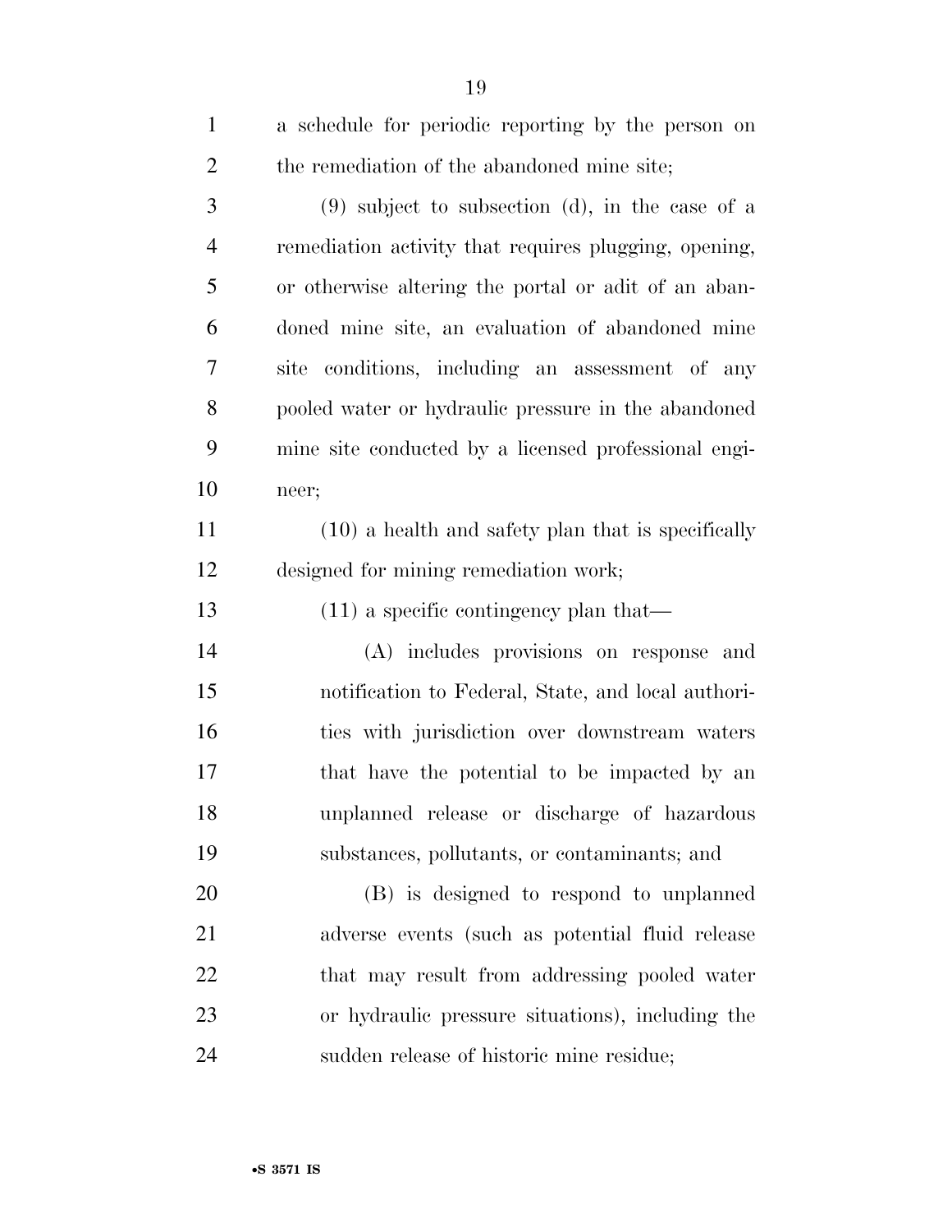a schedule for periodic reporting by the person on the remediation of the abandoned mine site;

(9) subject to subsection (d), in the case of a remediation activity that requires plugging, opening, or otherwise altering the portal or adit of an abandoned mine site, an evaluation of abandoned mine site conditions, including an assessment of any pooled water or hydraulic pressure in the abandoned mine site conducted by a licensed professional engineer;

(10) a health and safety plan that is specifically designed for mining remediation work;

(11) a specific contingency plan that—

(A) includes provisions on response and notification to Federal, State, and local authorities with jurisdiction over downstream waters that have the potential to be impacted by an unplanned release or discharge of hazardous substances, pollutants, or contaminants; and

(B) is designed to respond to unplanned adverse events (such as potential fluid release that may result from addressing pooled water or hydraulic pressure situations), including the sudden release of historic mine residue;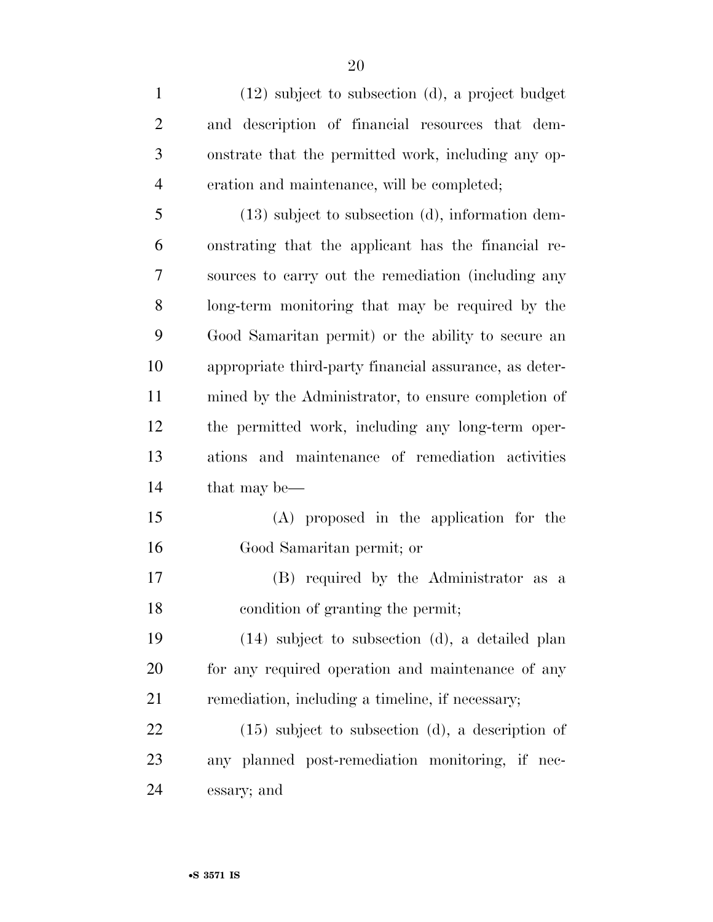(12) subject to subsection (d), a project budget and description of financial resources that demonstrate that the permitted work, including any operation and maintenance, will be completed;

(13) subject to subsection (d), information demonstrating that the applicant has the financial resources to carry out the remediation (including any long-term monitoring that may be required by the Good Samaritan permit) or the ability to secure an appropriate third-party financial assurance, as determined by the Administrator, to ensure completion of the permitted work, including any long-term operations and maintenance of remediation activities that may be—

(A) proposed in the application for the Good Samaritan permit; or

(B) required by the Administrator as a condition of granting the permit;

(14) subject to subsection (d), a detailed plan for any required operation and maintenance of any remediation, including a timeline, if necessary;

(15) subject to subsection (d), a description of any planned post-remediation monitoring, if necessary; and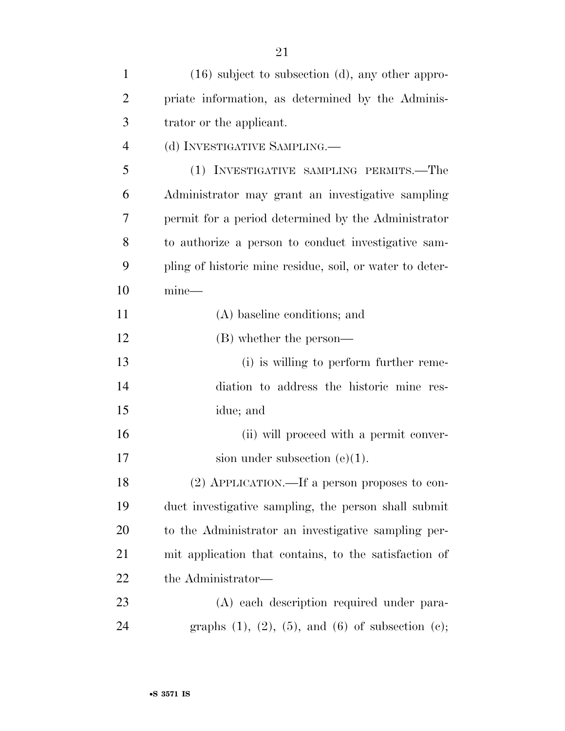(16) subject to subsection (d), any other appropriate information, as determined by the Administrator or the applicant.

(d) INVESTIGATIVE SAMPLING.—

(1) INVESTIGATIVE SAMPLING PERMITS.—The Administrator may grant an investigative sampling permit for a period determined by the Administrator to authorize a person to conduct investigative sampling of historic mine residue, soil, or water to determine—

(A) baseline conditions; and

(B) whether the person—

(i) is willing to perform further remediation to address the historic mine residue; and

(ii) will proceed with a permit conversion under subsection (e)(1).

(2) APPLICATION.—If a person proposes to conduct investigative sampling, the person shall submit to the Administrator an investigative sampling permit application that contains, to the satisfaction of the Administrator—

(A) each description required under paragraphs (1), (2), (5), and (6) of subsection (c);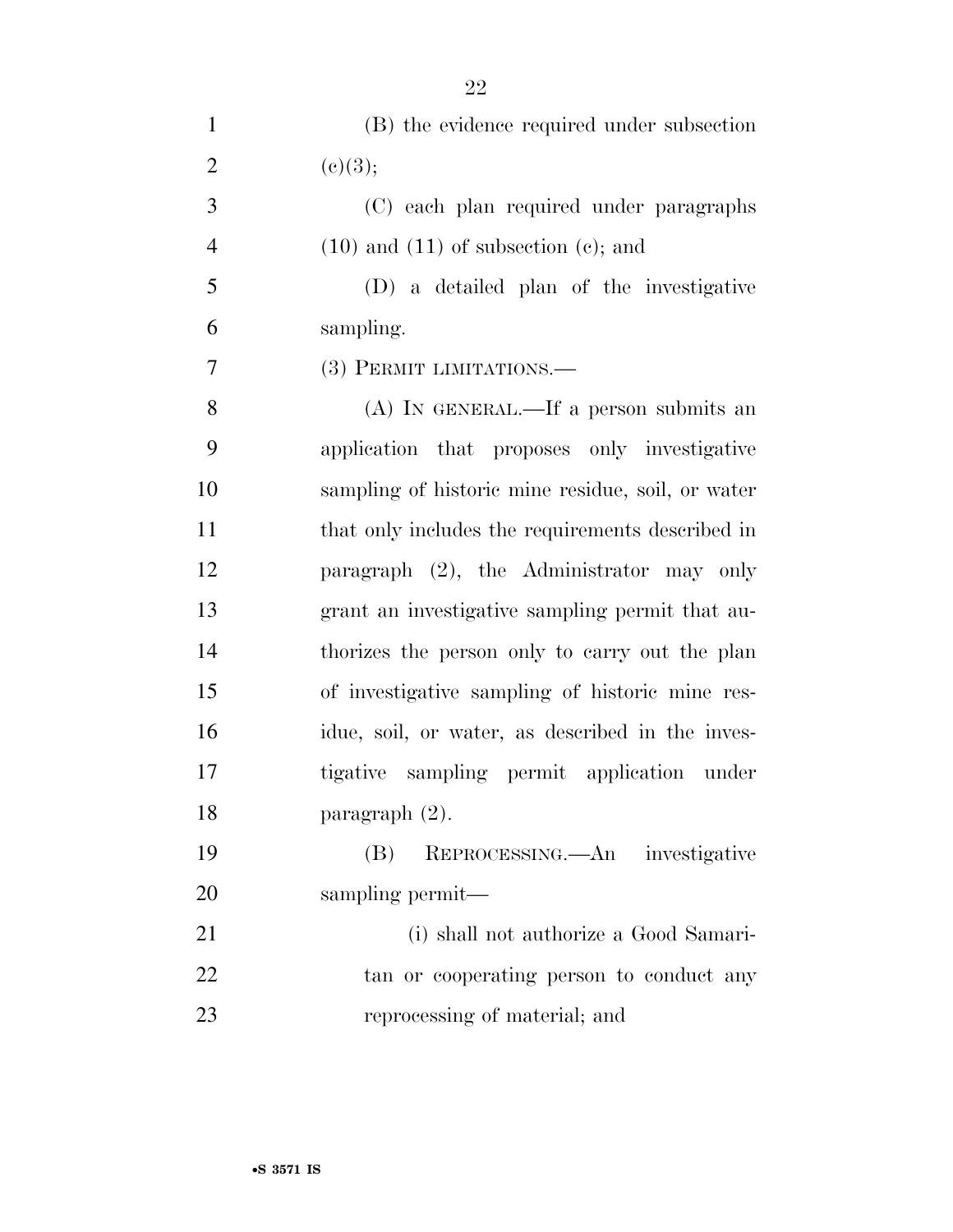(B) the evidence required under subsection (c)(3);

(C) each plan required under paragraphs (10) and (11) of subsection (c); and

(D) a detailed plan of the investigative sampling.

(3) PERMIT LIMITATIONS.—

(A) IN GENERAL.—If a person submits an application that proposes only investigative sampling of historic mine residue, soil, or water that only includes the requirements described in paragraph (2), the Administrator may only grant an investigative sampling permit that authorizes the person only to carry out the plan of investigative sampling of historic mine residue, soil, or water, as described in the investigative sampling permit application under paragraph (2).

(B) REPROCESSING.—An investigative sampling permit—

(i) shall not authorize a Good Samaritan or cooperating person to conduct any reprocessing of material; and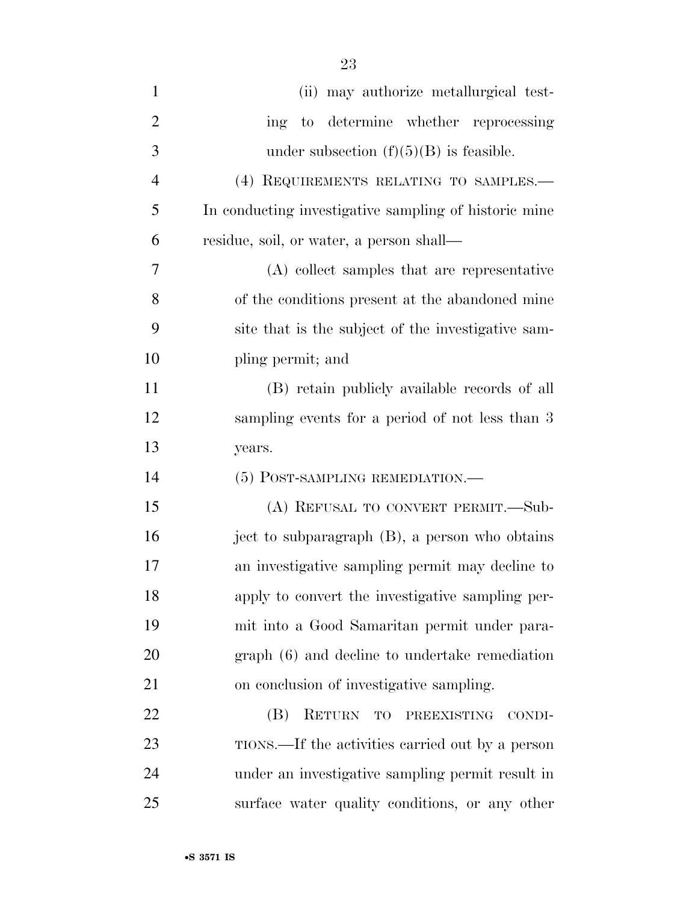(ii) may authorize metallurgical testing to determine whether reprocessing under subsection (f)(5)(B) is feasible.

(4) REQUIREMENTS RELATING TO SAMPLES.—In conducting investigative sampling of historic mine residue, soil, or water, a person shall—

(A) collect samples that are representative of the conditions present at the abandoned mine site that is the subject of the investigative sampling permit; and

(B) retain publicly available records of all sampling events for a period of not less than 3 years.

(5) POST-SAMPLING REMEDIATION.—

(A) REFUSAL TO CONVERT PERMIT.—Subject to subparagraph (B), a person who obtains an investigative sampling permit may decline to apply to convert the investigative sampling permit into a Good Samaritan permit under paragraph (6) and decline to undertake remediation on conclusion of investigative sampling.

(B) RETURN TO PREEXISTING CONDITIONS.—If the activities carried out by a person under an investigative sampling permit result in surface water quality conditions, or any other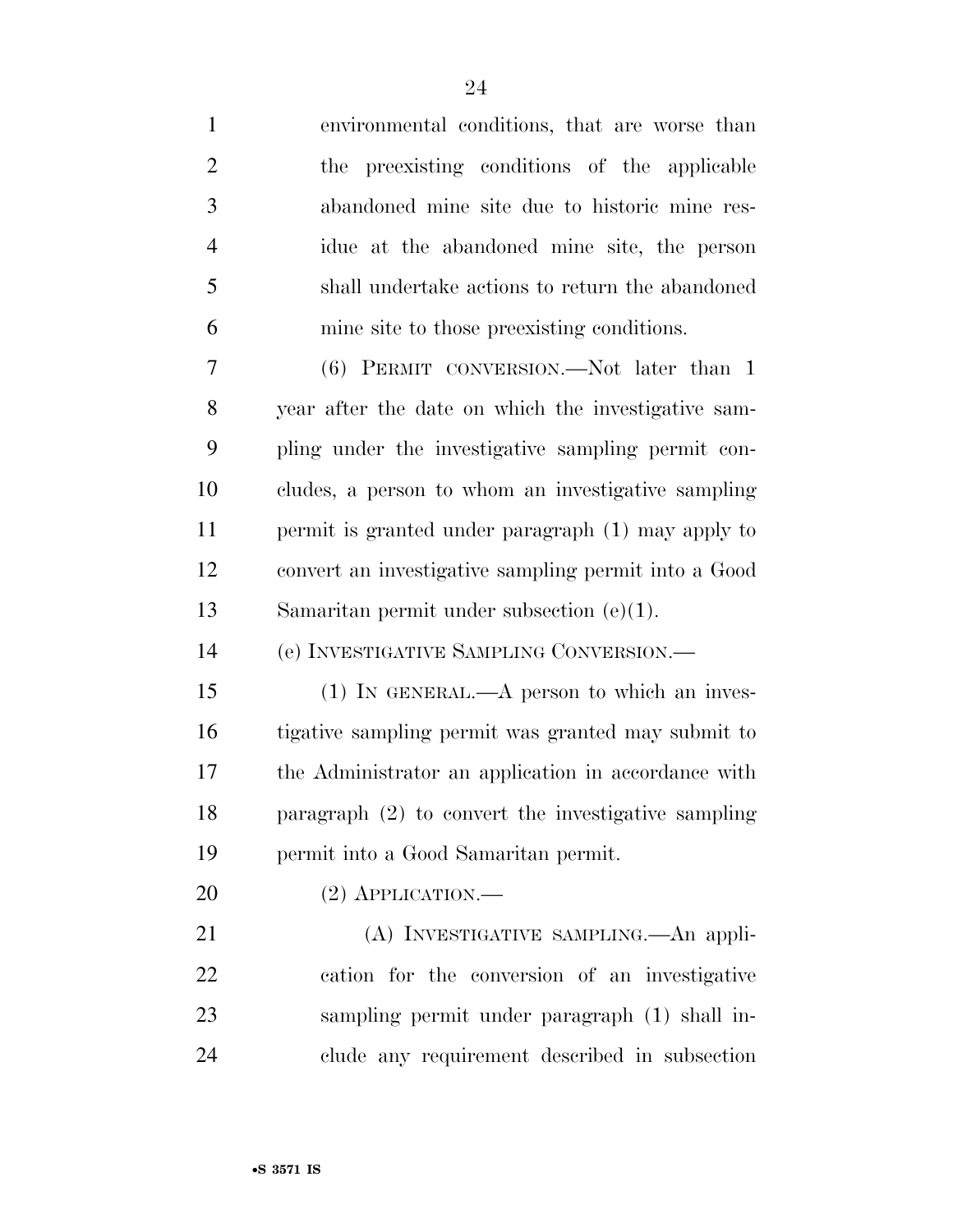environmental conditions, that are worse than the preexisting conditions of the applicable abandoned mine site due to historic mine residue at the abandoned mine site, the person shall undertake actions to return the abandoned mine site to those preexisting conditions.

(6) PERMIT CONVERSION.—Not later than 1 year after the date on which the investigative sampling under the investigative sampling permit concludes, a person to whom an investigative sampling permit is granted under paragraph (1) may apply to convert an investigative sampling permit into a Good Samaritan permit under subsection (e)(1).

(e) INVESTIGATIVE SAMPLING CONVERSION.—

(1) IN GENERAL.—A person to which an investigative sampling permit was granted may submit to the Administrator an application in accordance with paragraph (2) to convert the investigative sampling permit into a Good Samaritan permit.

(2) APPLICATION.—

(A) INVESTIGATIVE SAMPLING.—An application for the conversion of an investigative sampling permit under paragraph (1) shall include any requirement described in subsection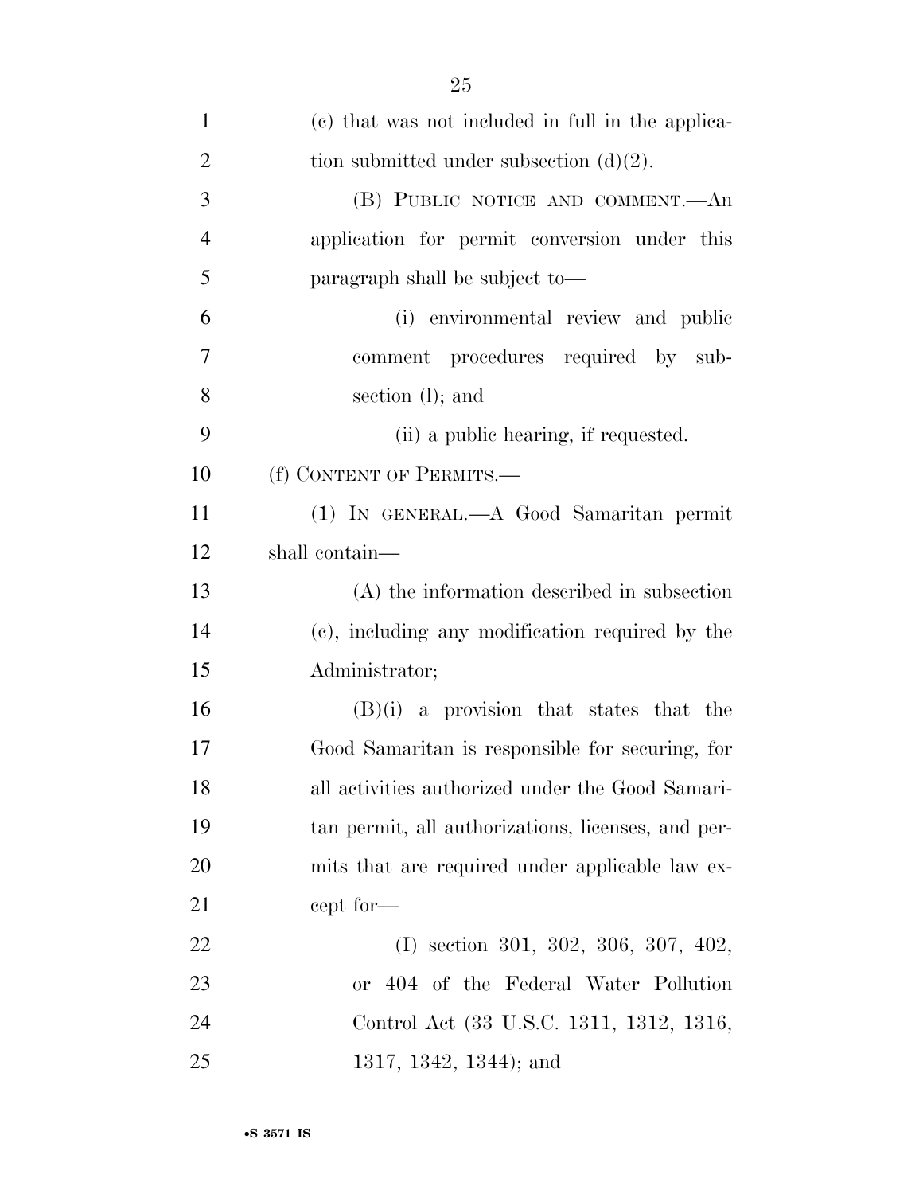(c) that was not included in full in the application submitted under subsection (d)(2).

(B) PUBLIC NOTICE AND COMMENT.—An application for permit conversion under this paragraph shall be subject to—

(i) environmental review and public comment procedures required by subsection (l); and

(ii) a public hearing, if requested.

(f) CONTENT OF PERMITS.—

(1) IN GENERAL.—A Good Samaritan permit shall contain—

(A) the information described in subsection (c), including any modification required by the Administrator;

(B)(i) a provision that states that the Good Samaritan is responsible for securing, for all activities authorized under the Good Samaritan permit, all authorizations, licenses, and permits that are required under applicable law except for—

(I) section 301, 302, 306, 307, 402, or 404 of the Federal Water Pollution Control Act (33 U.S.C. 1311, 1312, 1316, 1317, 1342, 1344); and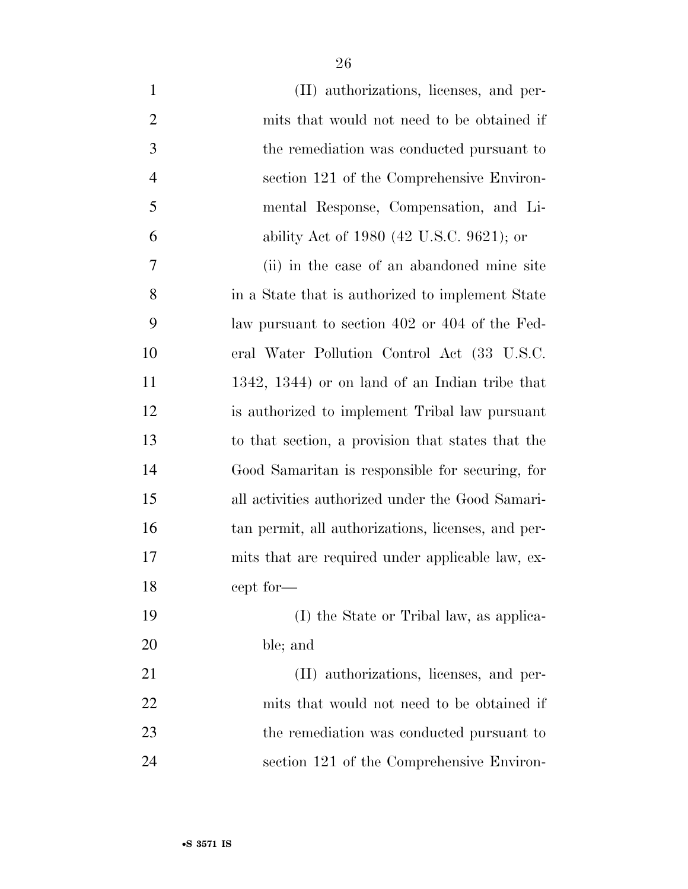(II) authorizations, licenses, and permits that would not need to be obtained if the remediation was conducted pursuant to section 121 of the Comprehensive Environmental Response, Compensation, and Liability Act of 1980 (42 U.S.C. 9621); or

(ii) in the case of an abandoned mine site in a State that is authorized to implement State law pursuant to section 402 or 404 of the Federal Water Pollution Control Act (33 U.S.C. 1342, 1344) or on land of an Indian tribe that is authorized to implement Tribal law pursuant to that section, a provision that states that the Good Samaritan is responsible for securing, for all activities authorized under the Good Samaritan permit, all authorizations, licenses, and permits that are required under applicable law, except for—

(I) the State or Tribal law, as applicable; and

(II) authorizations, licenses, and permits that would not need to be obtained if the remediation was conducted pursuant to section 121 of the Comprehensive Environ-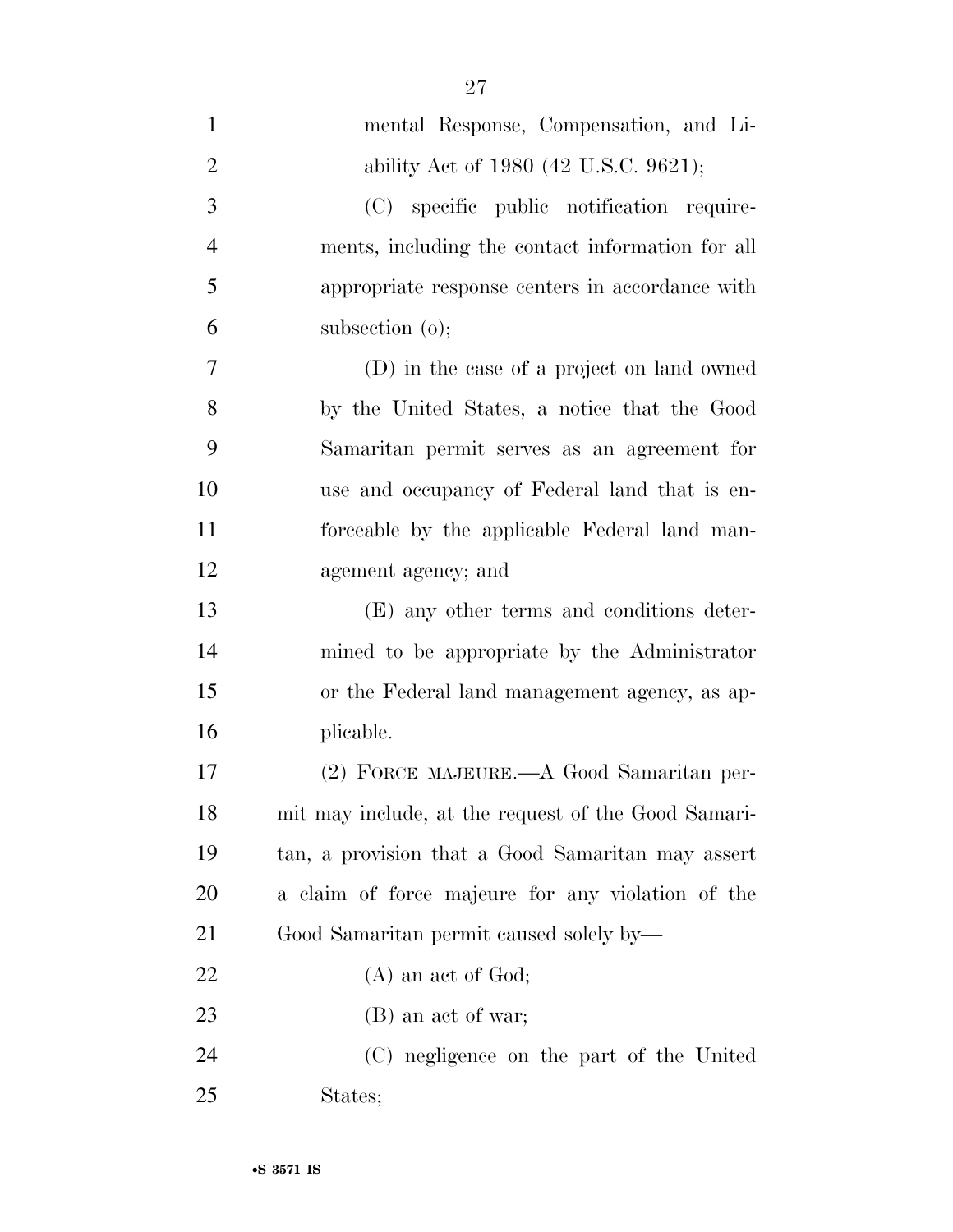mental Response, Compensation, and Liability Act of 1980 (42 U.S.C. 9621);

(C) specific public notification requirements, including the contact information for all appropriate response centers in accordance with subsection (o);

(D) in the case of a project on land owned by the United States, a notice that the Good Samaritan permit serves as an agreement for use and occupancy of Federal land that is enforceable by the applicable Federal land management agency; and

(E) any other terms and conditions determined to be appropriate by the Administrator or the Federal land management agency, as applicable.

(2) FORCE MAJEURE.—A Good Samaritan permit may include, at the request of the Good Samaritan, a provision that a Good Samaritan may assert a claim of force majeure for any violation of the Good Samaritan permit caused solely by—

(A) an act of God;

(B) an act of war;

(C) negligence on the part of the United States;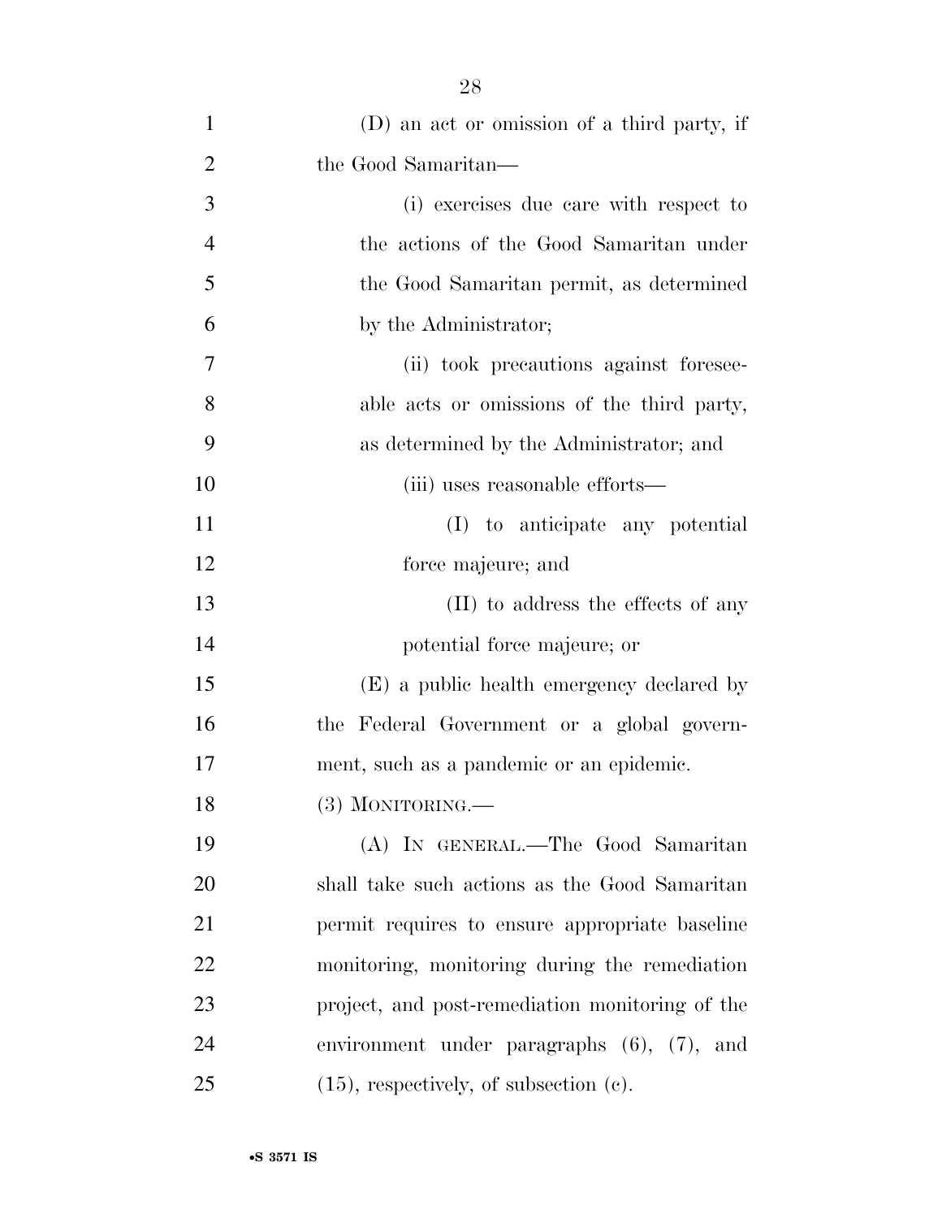(D) an act or omission of a third party, if the Good Samaritan—

(i) exercises due care with respect to the actions of the Good Samaritan under the Good Samaritan permit, as determined by the Administrator;

(ii) took precautions against foreseeable acts or omissions of the third party, as determined by the Administrator; and

(iii) uses reasonable efforts—

(I) to anticipate any potential force majeure; and

(II) to address the effects of any potential force majeure; or

(E) a public health emergency declared by the Federal Government or a global government, such as a pandemic or an epidemic.

(3) MONITORING.—

(A) IN GENERAL.—The Good Samaritan shall take such actions as the Good Samaritan permit requires to ensure appropriate baseline monitoring, monitoring during the remediation project, and post-remediation monitoring of the environment under paragraphs (6), (7), and (15), respectively, of subsection (c).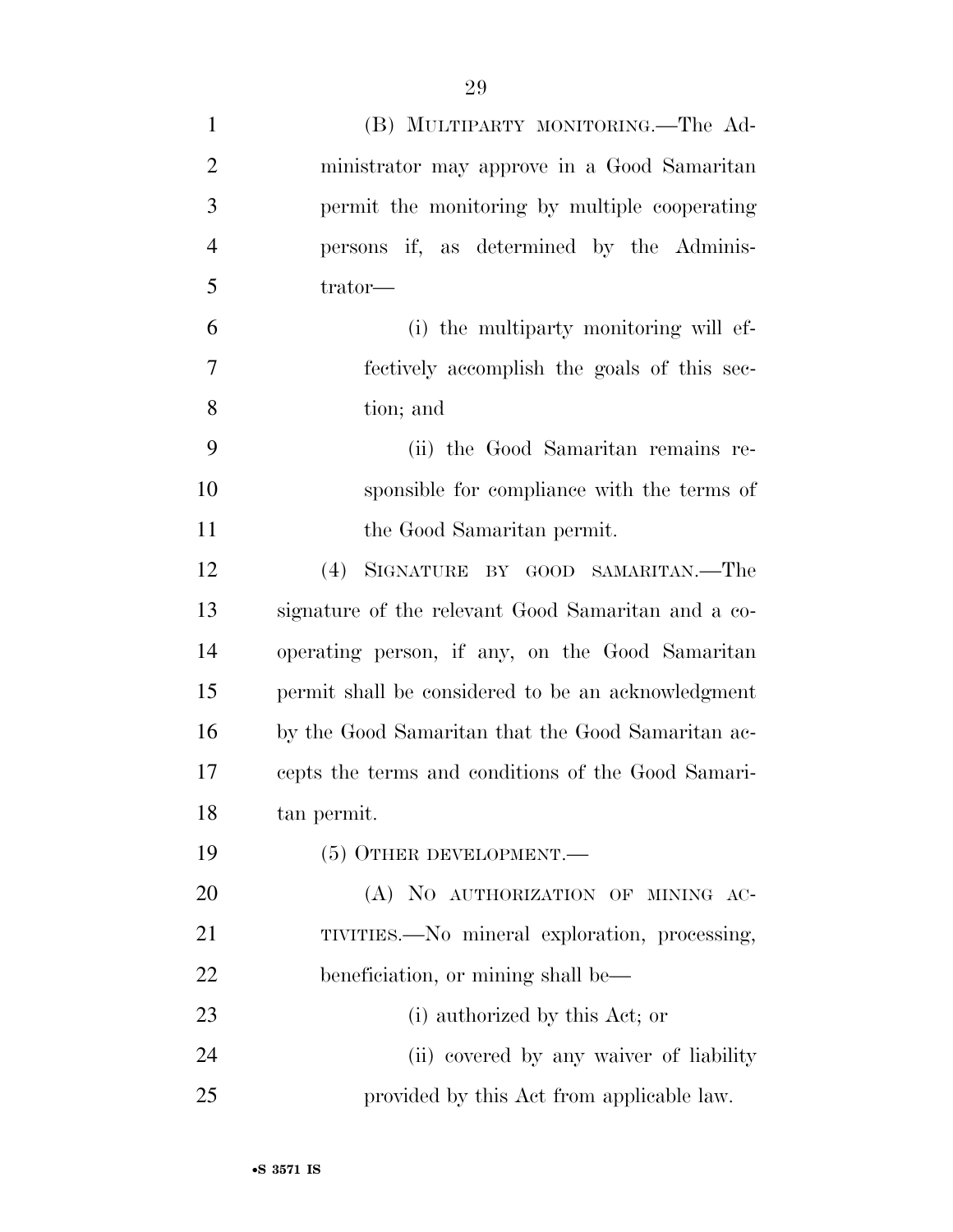(B) MULTIPARTY MONITORING.—The Administrator may approve in a Good Samaritan permit the monitoring by multiple cooperating persons if, as determined by the Administrator—

(i) the multiparty monitoring will effectively accomplish the goals of this section; and

(ii) the Good Samaritan remains responsible for compliance with the terms of the Good Samaritan permit.

(4) SIGNATURE BY GOOD SAMARITAN.—The signature of the relevant Good Samaritan and a cooperating person, if any, on the Good Samaritan permit shall be considered to be an acknowledgment by the Good Samaritan that the Good Samaritan accepts the terms and conditions of the Good Samaritan permit.

(5) OTHER DEVELOPMENT.—

(A) NO AUTHORIZATION OF MINING ACTIVITIES.—No mineral exploration, processing, beneficiation, or mining shall be—

(i) authorized by this Act; or

(ii) covered by any waiver of liability provided by this Act from applicable law.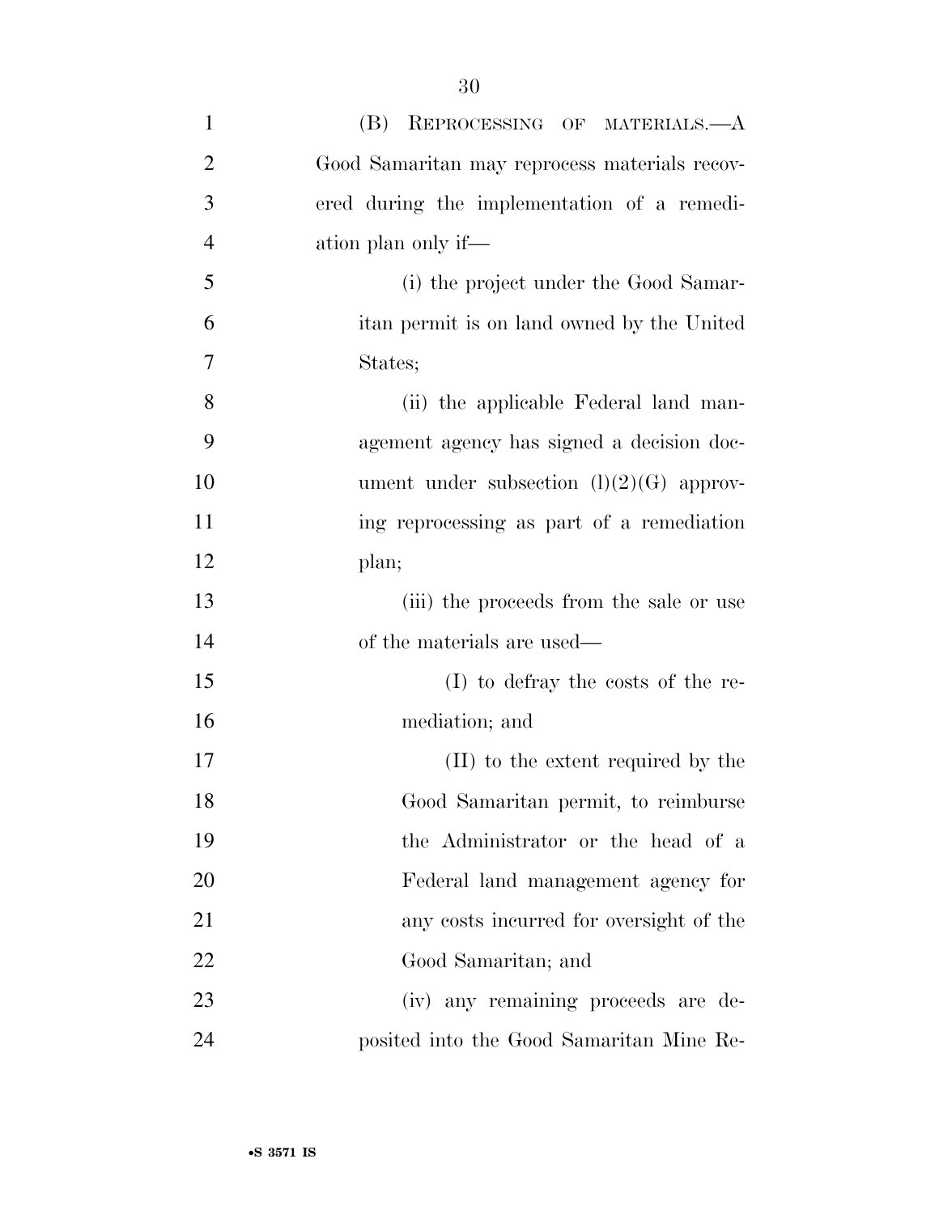(B) REPROCESSING OF MATERIALS.—A Good Samaritan may reprocess materials recovered during the implementation of a remediation plan only if—

(i) the project under the Good Samaritan permit is on land owned by the United States;

(ii) the applicable Federal land management agency has signed a decision document under subsection (l)(2)(G) approving reprocessing as part of a remediation plan;

(iii) the proceeds from the sale or use of the materials are used—

(I) to defray the costs of the remediation; and

(II) to the extent required by the Good Samaritan permit, to reimburse the Administrator or the head of a Federal land management agency for any costs incurred for oversight of the Good Samaritan; and

(iv) any remaining proceeds are deposited into the Good Samaritan Mine Re-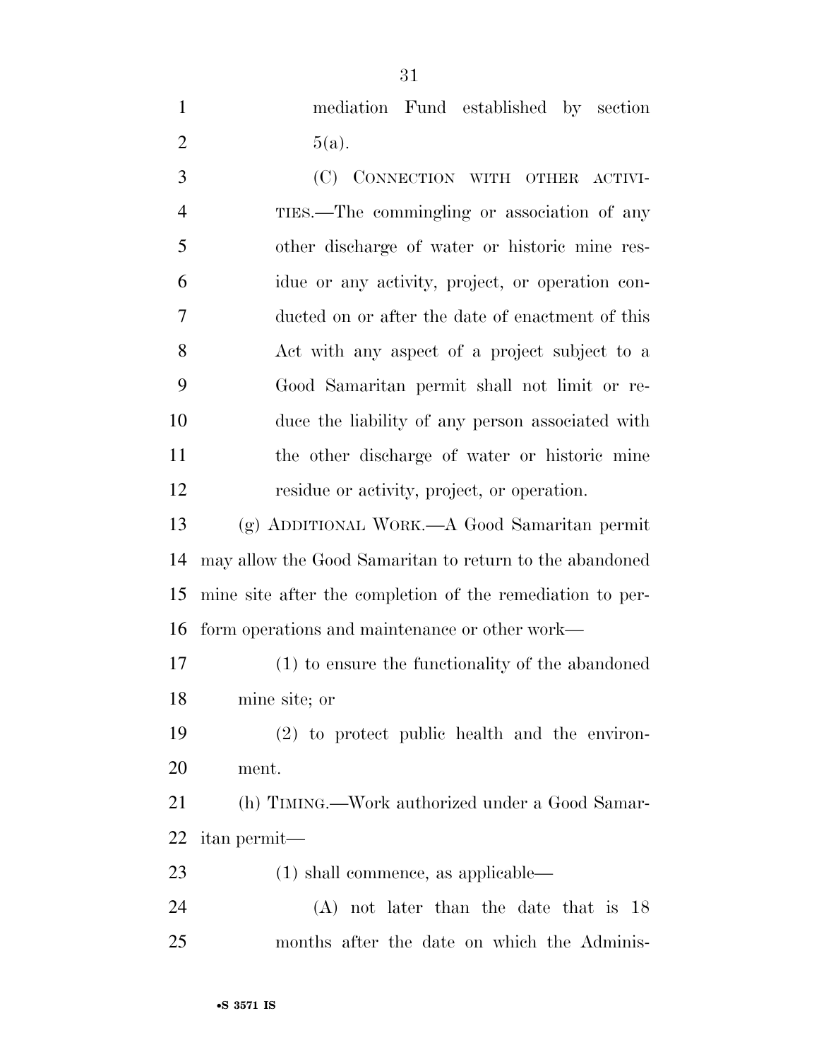mediation Fund established by section 5(a).

(C) CONNECTION WITH OTHER ACTIVITIES.—The commingling or association of any other discharge of water or historic mine residue or any activity, project, or operation conducted on or after the date of enactment of this Act with any aspect of a project subject to a Good Samaritan permit shall not limit or reduce the liability of any person associated with the other discharge of water or historic mine residue or activity, project, or operation.

(g) ADDITIONAL WORK.—A Good Samaritan permit may allow the Good Samaritan to return to the abandoned mine site after the completion of the remediation to perform operations and maintenance or other work—

(1) to ensure the functionality of the abandoned mine site; or

(2) to protect public health and the environment.

(h) TIMING.—Work authorized under a Good Samaritan permit—

(1) shall commence, as applicable—

(A) not later than the date that is 18 months after the date on which the Adminis-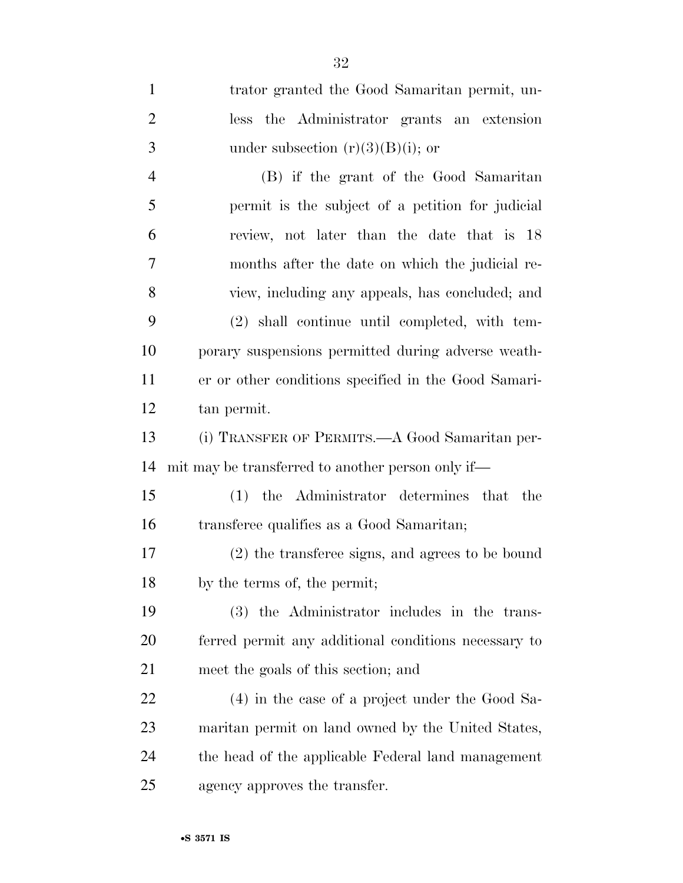trator granted the Good Samaritan permit, unless the Administrator grants an extension under subsection (r)(3)(B)(i); or

(B) if the grant of the Good Samaritan permit is the subject of a petition for judicial review, not later than the date that is 18 months after the date on which the judicial review, including any appeals, has concluded; and

(2) shall continue until completed, with temporary suspensions permitted during adverse weather or other conditions specified in the Good Samaritan permit.

(i) TRANSFER OF PERMITS.—A Good Samaritan permit may be transferred to another person only if—

(1) the Administrator determines that the transferee qualifies as a Good Samaritan;

(2) the transferee signs, and agrees to be bound by the terms of, the permit;

(3) the Administrator includes in the transferred permit any additional conditions necessary to meet the goals of this section; and

(4) in the case of a project under the Good Samaritan permit on land owned by the United States, the head of the applicable Federal land management agency approves the transfer.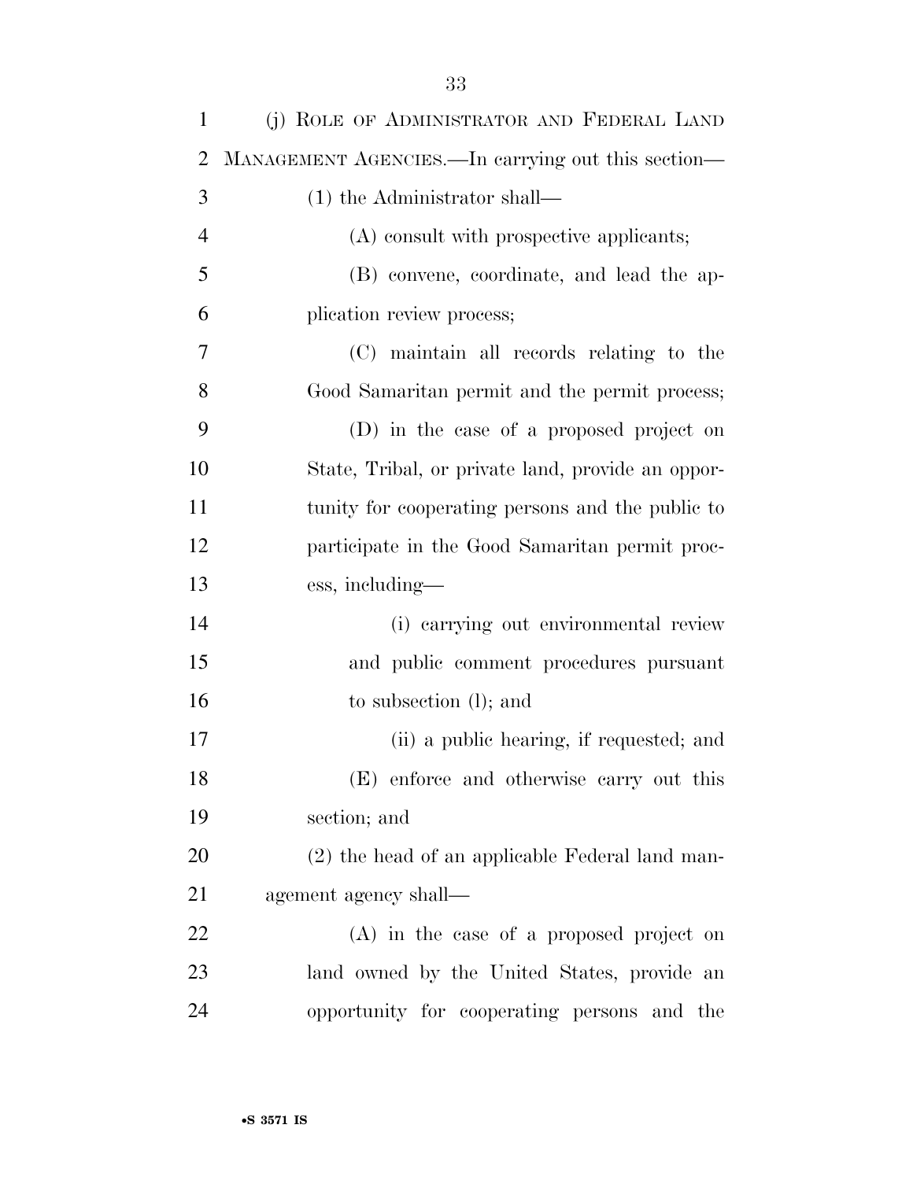(j) ROLE OF ADMINISTRATOR AND FEDERAL LAND MANAGEMENT AGENCIES.—In carrying out this section—

(1) the Administrator shall—

(A) consult with prospective applicants;

(B) convene, coordinate, and lead the application review process;

(C) maintain all records relating to the Good Samaritan permit and the permit process;

(D) in the case of a proposed project on State, Tribal, or private land, provide an opportunity for cooperating persons and the public to participate in the Good Samaritan permit process, including—

(i) carrying out environmental review and public comment procedures pursuant to subsection (l); and

(ii) a public hearing, if requested; and

(E) enforce and otherwise carry out this section; and

(2) the head of an applicable Federal land management agency shall—

(A) in the case of a proposed project on land owned by the United States, provide an opportunity for cooperating persons and the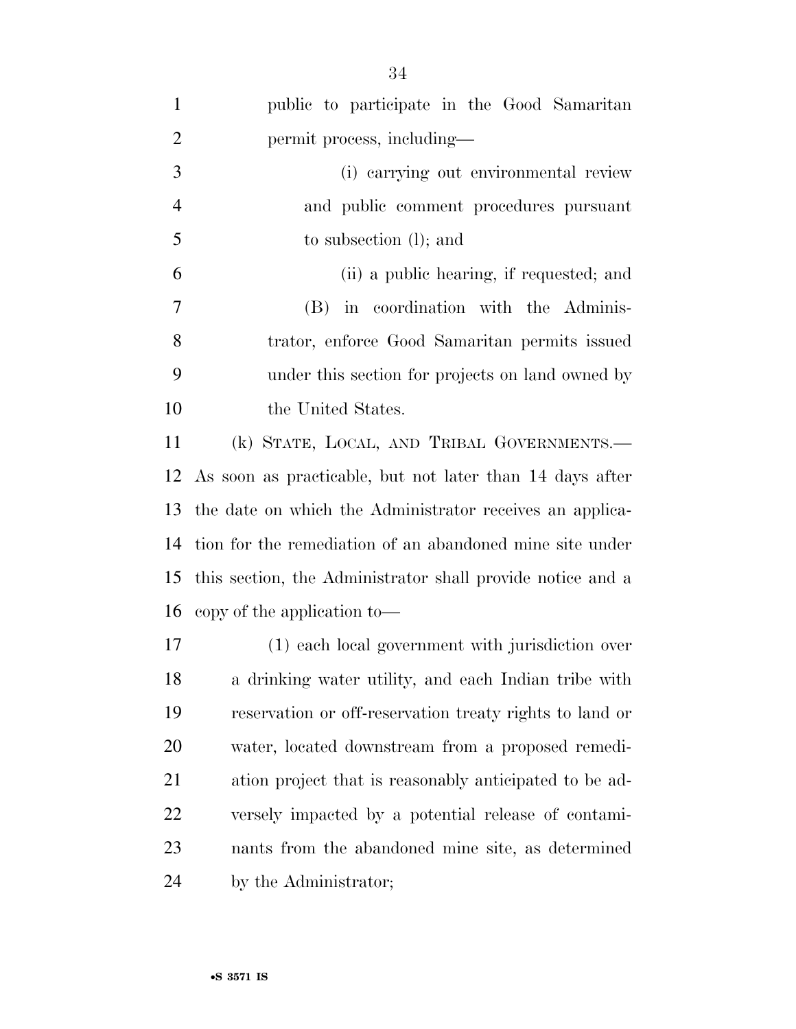public to participate in the Good Samaritan permit process, including—

(i) carrying out environmental review and public comment procedures pursuant to subsection (l); and

(ii) a public hearing, if requested; and

(B) in coordination with the Administrator, enforce Good Samaritan permits issued under this section for projects on land owned by the United States.

(k) STATE, LOCAL, AND TRIBAL GOVERNMENTS.—As soon as practicable, but not later than 14 days after the date on which the Administrator receives an application for the remediation of an abandoned mine site under this section, the Administrator shall provide notice and a copy of the application to—

(1) each local government with jurisdiction over a drinking water utility, and each Indian tribe with reservation or off-reservation treaty rights to land or water, located downstream from a proposed remediation project that is reasonably anticipated to be adversely impacted by a potential release of contaminants from the abandoned mine site, as determined by the Administrator;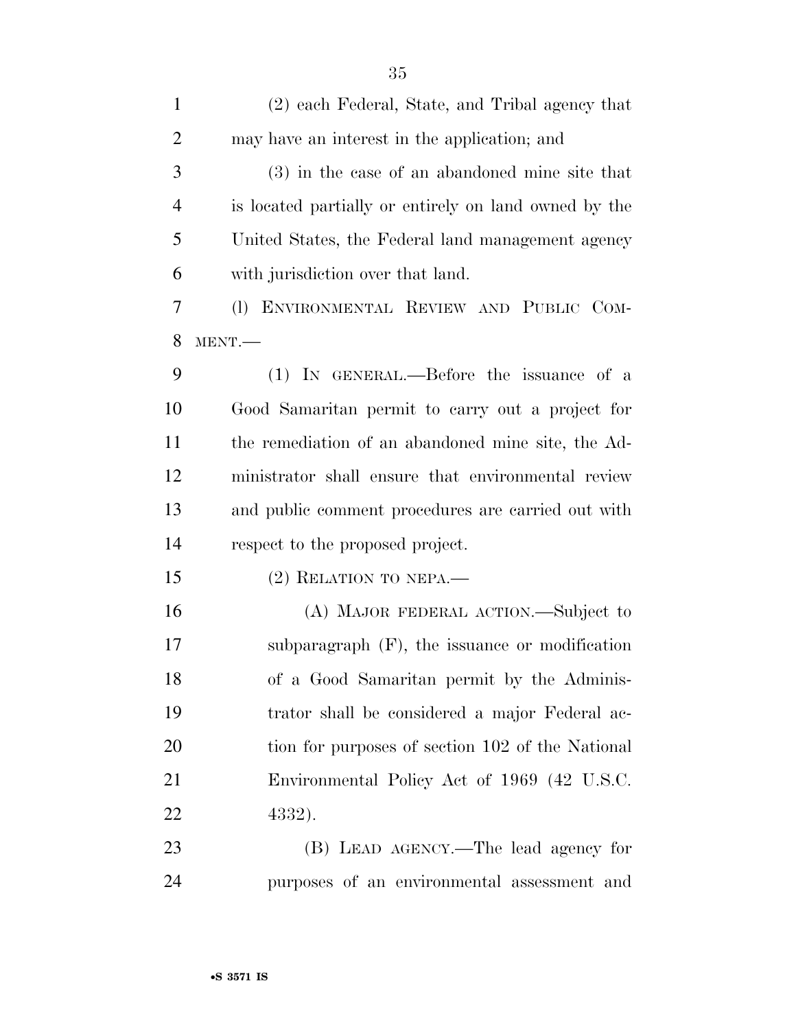(2) each Federal, State, and Tribal agency that may have an interest in the application; and

(3) in the case of an abandoned mine site that is located partially or entirely on land owned by the United States, the Federal land management agency with jurisdiction over that land.

(l) ENVIRONMENTAL REVIEW AND PUBLIC COMMENT.—

(1) IN GENERAL.—Before the issuance of a Good Samaritan permit to carry out a project for the remediation of an abandoned mine site, the Administrator shall ensure that environmental review and public comment procedures are carried out with respect to the proposed project.

(2) RELATION TO NEPA.—

(A) MAJOR FEDERAL ACTION.—Subject to subparagraph (F), the issuance or modification of a Good Samaritan permit by the Administrator shall be considered a major Federal action for purposes of section 102 of the National Environmental Policy Act of 1969 (42 U.S.C. 4332).

(B) LEAD AGENCY.—The lead agency for purposes of an environmental assessment and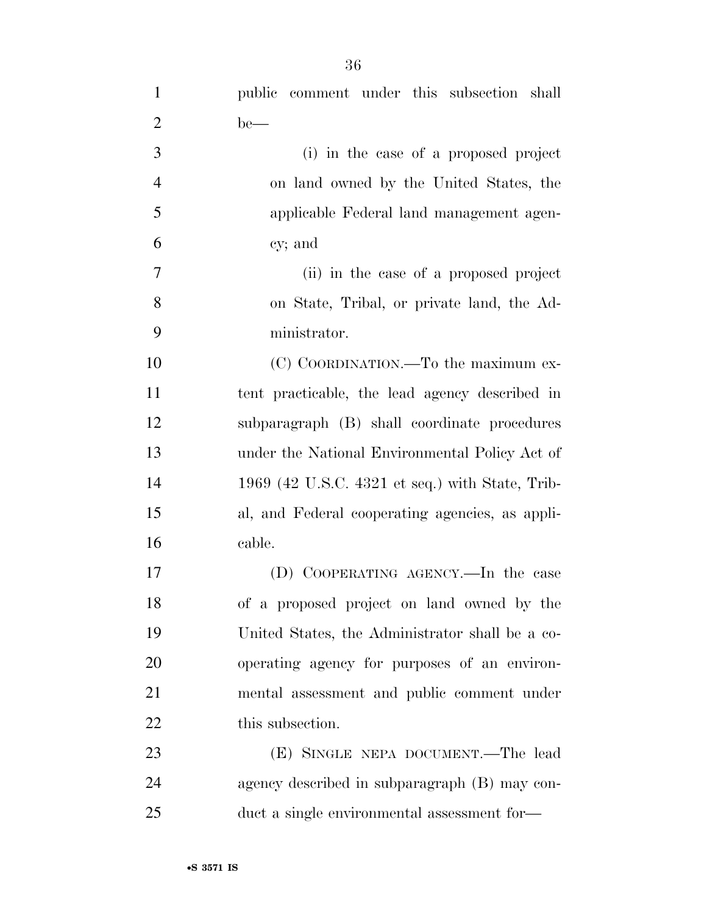public comment under this subsection shall be—

(i) in the case of a proposed project on land owned by the United States, the applicable Federal land management agency; and

(ii) in the case of a proposed project on State, Tribal, or private land, the Administrator.

(C) COORDINATION.—To the maximum extent practicable, the lead agency described in subparagraph (B) shall coordinate procedures under the National Environmental Policy Act of 1969 (42 U.S.C. 4321 et seq.) with State, Tribal, and Federal cooperating agencies, as applicable.

(D) COOPERATING AGENCY.—In the case of a proposed project on land owned by the United States, the Administrator shall be a cooperating agency for purposes of an environmental assessment and public comment under this subsection.

(E) SINGLE NEPA DOCUMENT.—The lead agency described in subparagraph (B) may conduct a single environmental assessment for—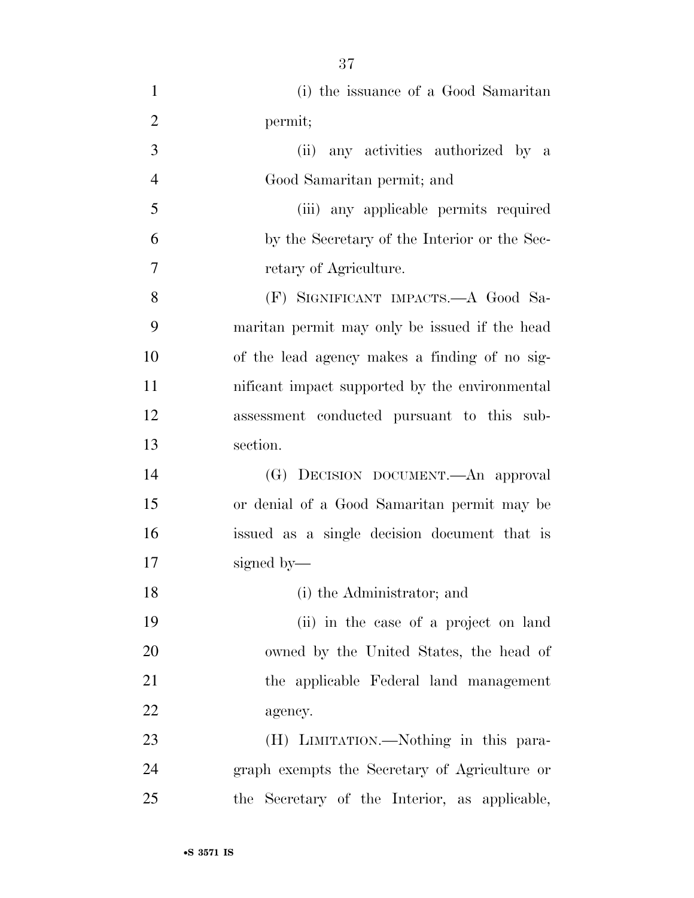(i) the issuance of a Good Samaritan permit;

(ii) any activities authorized by a Good Samaritan permit; and

(iii) any applicable permits required by the Secretary of the Interior or the Secretary of Agriculture.

(F) SIGNIFICANT IMPACTS.—A Good Samaritan permit may only be issued if the head of the lead agency makes a finding of no significant impact supported by the environmental assessment conducted pursuant to this subsection.

(G) DECISION DOCUMENT.—An approval or denial of a Good Samaritan permit may be issued as a single decision document that is signed by—

(i) the Administrator; and

(ii) in the case of a project on land owned by the United States, the head of the applicable Federal land management agency.

(H) LIMITATION.—Nothing in this paragraph exempts the Secretary of Agriculture or the Secretary of the Interior, as applicable,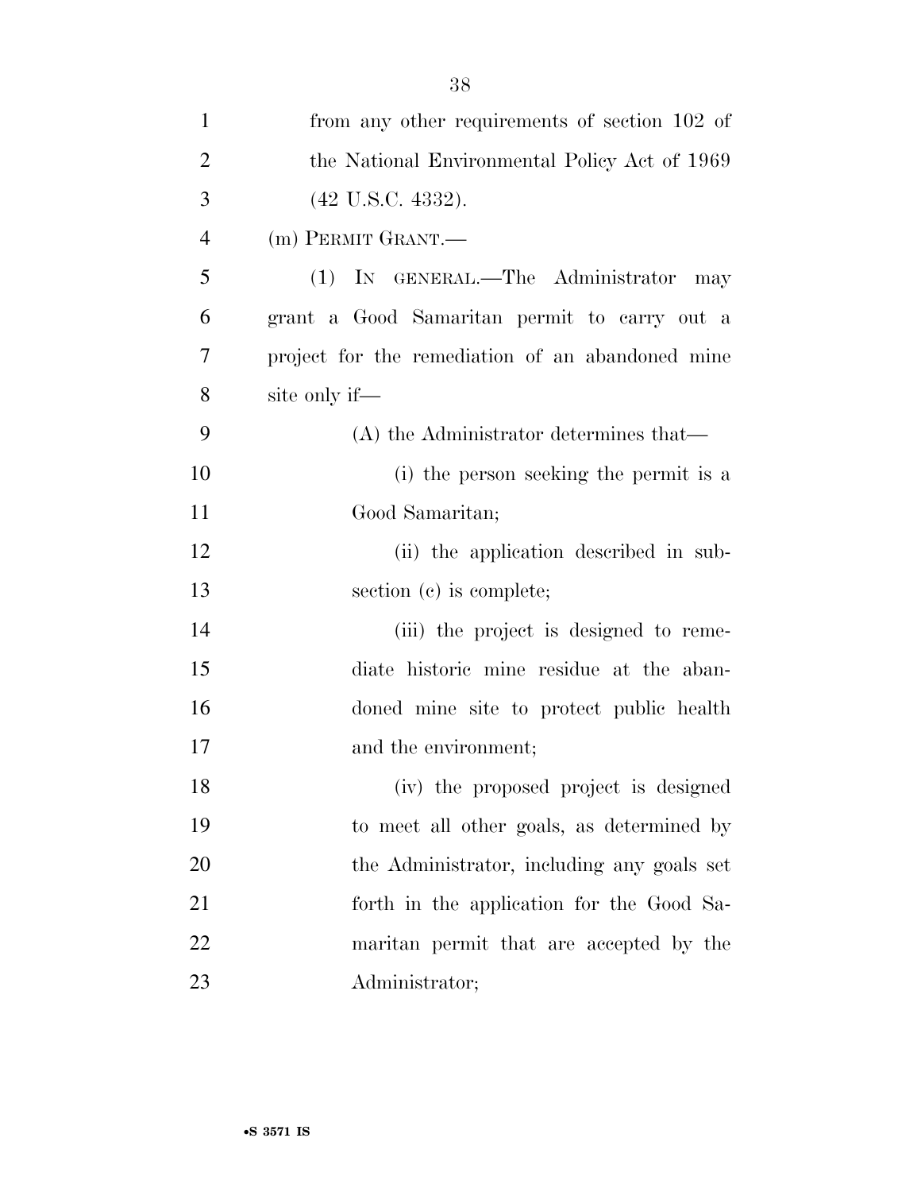from any other requirements of section 102 of the National Environmental Policy Act of 1969 (42 U.S.C. 4332).

(m) PERMIT GRANT.—

(1) IN GENERAL.—The Administrator may grant a Good Samaritan permit to carry out a project for the remediation of an abandoned mine site only if—

(A) the Administrator determines that—

(i) the person seeking the permit is a Good Samaritan;

(ii) the application described in subsection (c) is complete;

(iii) the project is designed to remediate historic mine residue at the abandoned mine site to protect public health and the environment;

(iv) the proposed project is designed to meet all other goals, as determined by the Administrator, including any goals set forth in the application for the Good Samaritan permit that are accepted by the Administrator;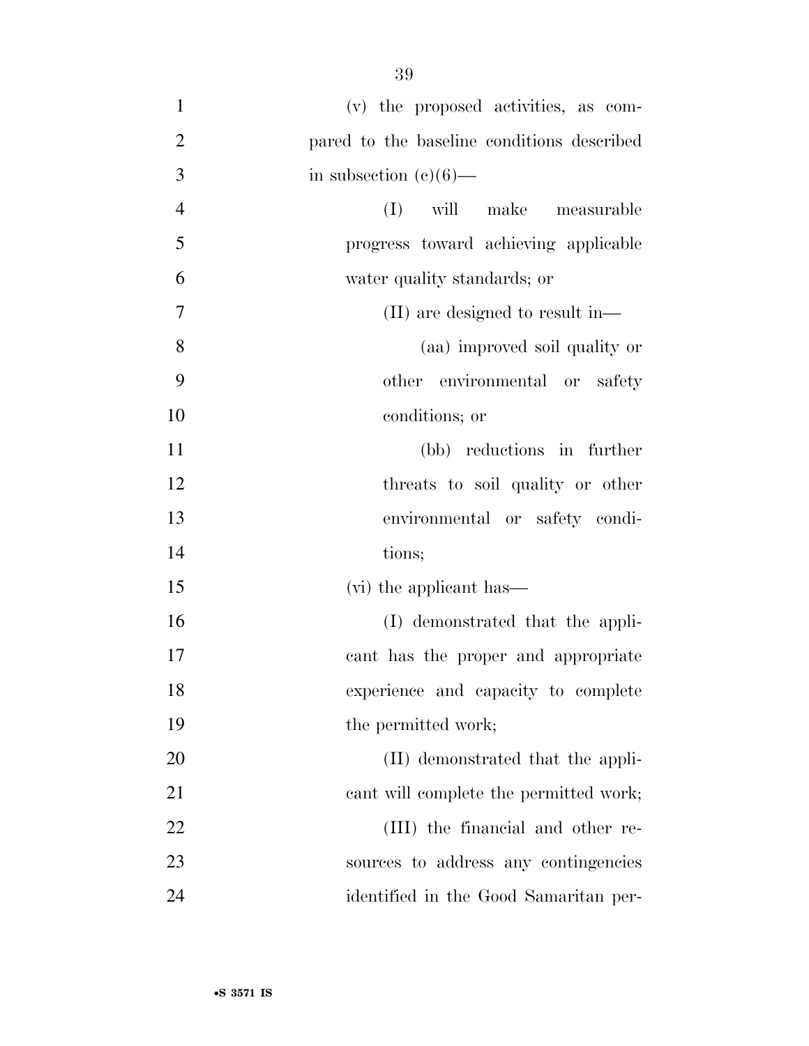(v) the proposed activities, as compared to the baseline conditions described in subsection (c)(6)—

(I) will make measurable progress toward achieving applicable water quality standards; or

(II) are designed to result in—

(aa) improved soil quality or other environmental or safety conditions; or

(bb) reductions in further threats to soil quality or other environmental or safety conditions;

(vi) the applicant has—

(I) demonstrated that the applicant has the proper and appropriate experience and capacity to complete the permitted work;

(II) demonstrated that the applicant will complete the permitted work;

(III) the financial and other resources to address any contingencies identified in the Good Samaritan per-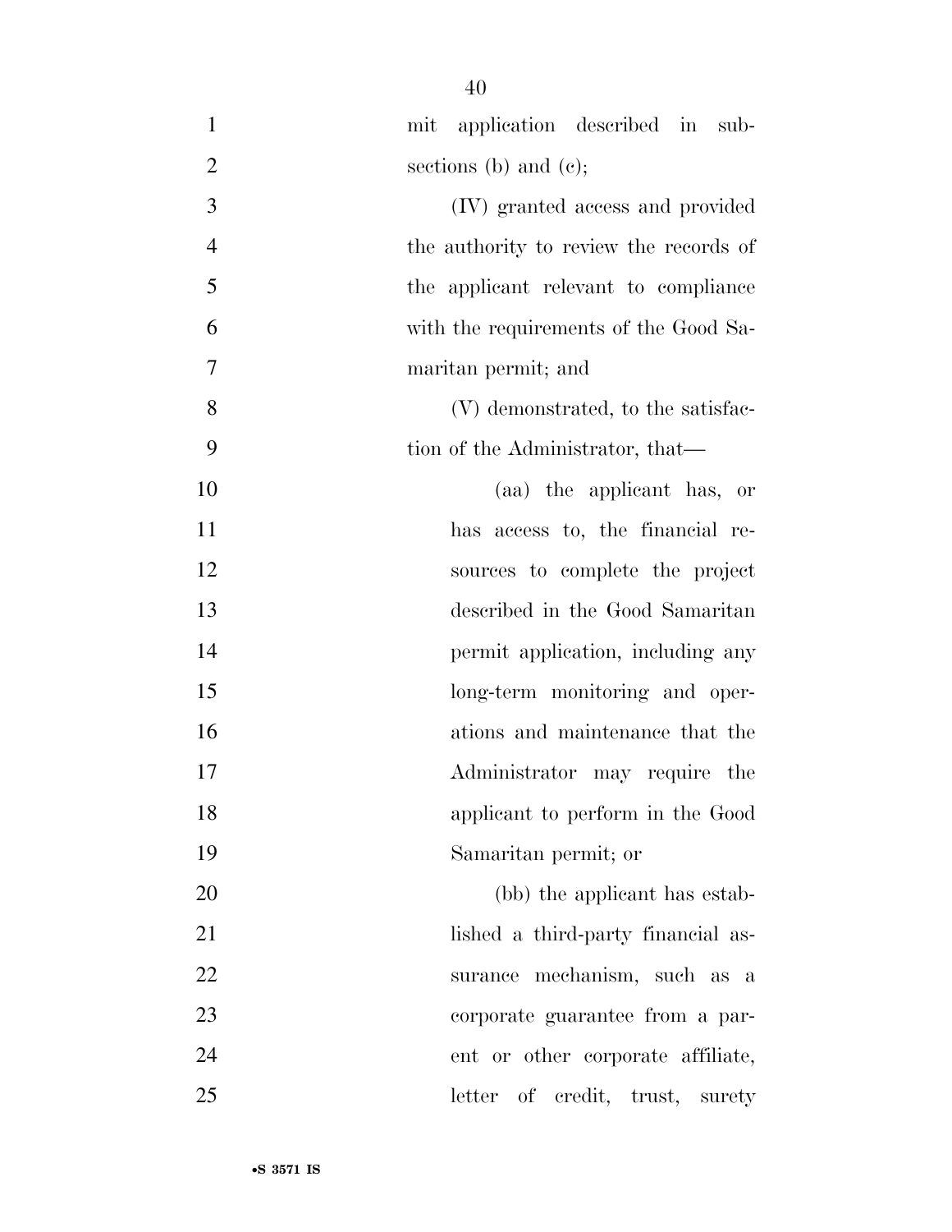mit application described in subsections (b) and (c);

(IV) granted access and provided the authority to review the records of the applicant relevant to compliance with the requirements of the Good Samaritan permit; and

(V) demonstrated, to the satisfaction of the Administrator, that—

(aa) the applicant has, or has access to, the financial resources to complete the project described in the Good Samaritan permit application, including any long-term monitoring and operations and maintenance that the Administrator may require the applicant to perform in the Good Samaritan permit; or

(bb) the applicant has established a third-party financial assurance mechanism, such as a corporate guarantee from a parent or other corporate affiliate, letter of credit, trust, surety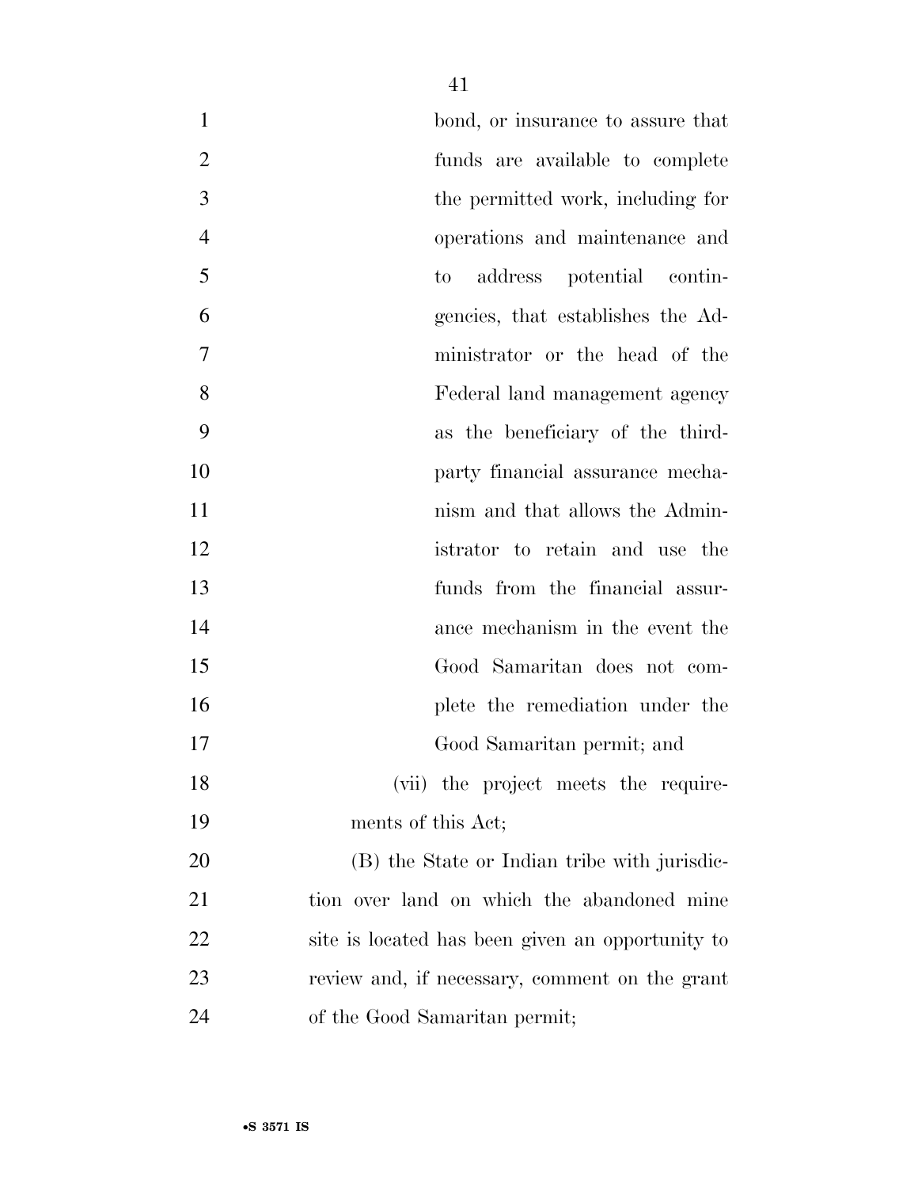bond, or insurance to assure that funds are available to complete the permitted work, including for operations and maintenance and to address potential contingencies, that establishes the Administrator or the head of the Federal land management agency as the beneficiary of the third-party financial assurance mechanism and that allows the Administrator to retain and use the funds from the financial assurance mechanism in the event the Good Samaritan does not complete the remediation under the Good Samaritan permit; and

(vii) the project meets the requirements of this Act;

(B) the State or Indian tribe with jurisdiction over land on which the abandoned mine site is located has been given an opportunity to review and, if necessary, comment on the grant of the Good Samaritan permit;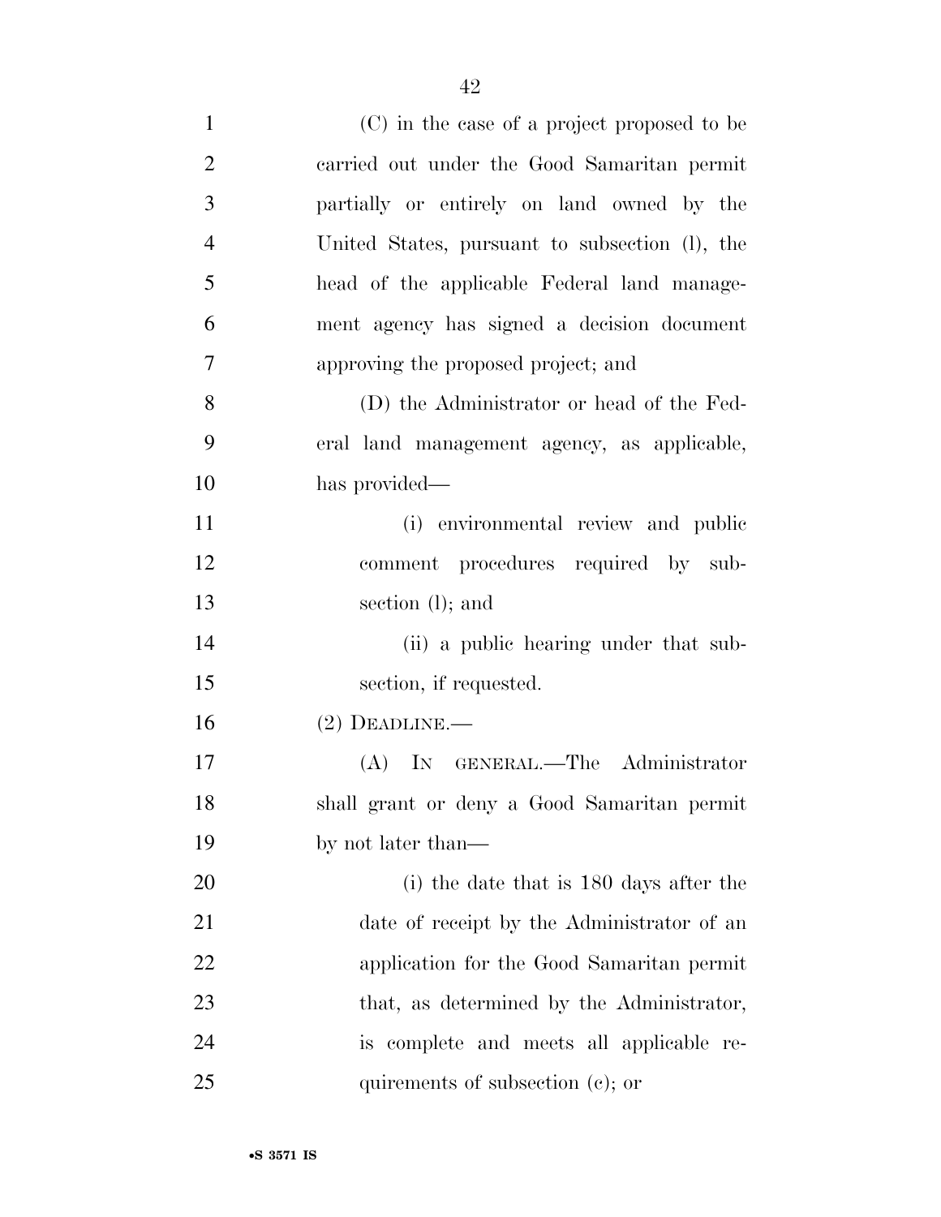(C) in the case of a project proposed to be carried out under the Good Samaritan permit partially or entirely on land owned by the United States, pursuant to subsection (l), the head of the applicable Federal land management agency has signed a decision document approving the proposed project; and

(D) the Administrator or head of the Federal land management agency, as applicable, has provided—

(i) environmental review and public comment procedures required by subsection (l); and

(ii) a public hearing under that subsection, if requested.

(2) DEADLINE.—

(A) IN GENERAL.—The Administrator shall grant or deny a Good Samaritan permit by not later than—

(i) the date that is 180 days after the date of receipt by the Administrator of an application for the Good Samaritan permit that, as determined by the Administrator, is complete and meets all applicable requirements of subsection (c); or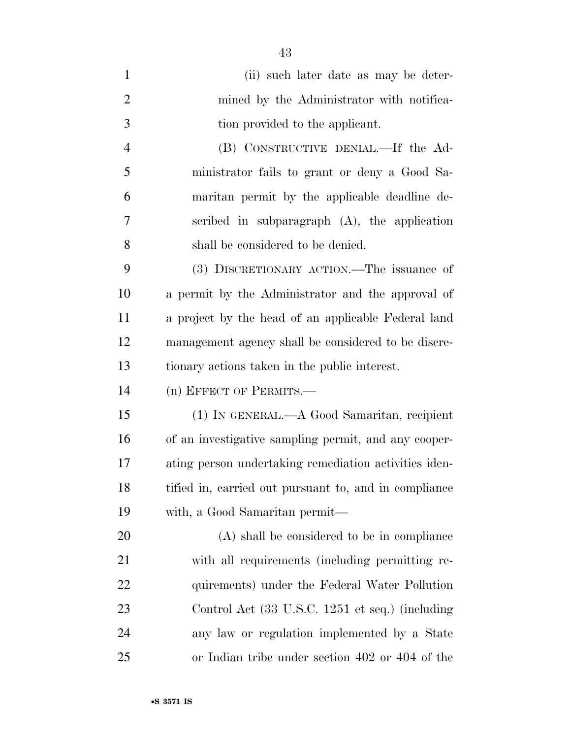(ii) such later date as may be determined by the Administrator with notification provided to the applicant.

(B) CONSTRUCTIVE DENIAL.—If the Administrator fails to grant or deny a Good Samaritan permit by the applicable deadline described in subparagraph (A), the application shall be considered to be denied.

(3) DISCRETIONARY ACTION.—The issuance of a permit by the Administrator and the approval of a project by the head of an applicable Federal land management agency shall be considered to be discretionary actions taken in the public interest.

(n) EFFECT OF PERMITS.—

(1) IN GENERAL.—A Good Samaritan, recipient of an investigative sampling permit, and any cooperating person undertaking remediation activities identified in, carried out pursuant to, and in compliance with, a Good Samaritan permit—

(A) shall be considered to be in compliance with all requirements (including permitting requirements) under the Federal Water Pollution Control Act (33 U.S.C. 1251 et seq.) (including any law or regulation implemented by a State or Indian tribe under section 402 or 404 of the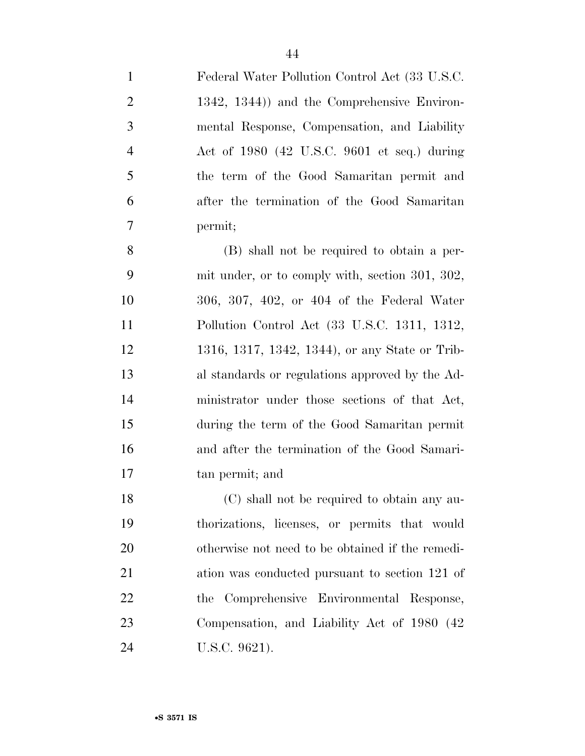Federal Water Pollution Control Act (33 U.S.C. 1342, 1344)) and the Comprehensive Environmental Response, Compensation, and Liability Act of 1980 (42 U.S.C. 9601 et seq.) during the term of the Good Samaritan permit and after the termination of the Good Samaritan permit;

(B) shall not be required to obtain a permit under, or to comply with, section 301, 302, 306, 307, 402, or 404 of the Federal Water Pollution Control Act (33 U.S.C. 1311, 1312, 1316, 1317, 1342, 1344), or any State or Tribal standards or regulations approved by the Administrator under those sections of that Act, during the term of the Good Samaritan permit and after the termination of the Good Samaritan permit; and

(C) shall not be required to obtain any authorizations, licenses, or permits that would otherwise not need to be obtained if the remediation was conducted pursuant to section 121 of the Comprehensive Environmental Response, Compensation, and Liability Act of 1980 (42 U.S.C. 9621).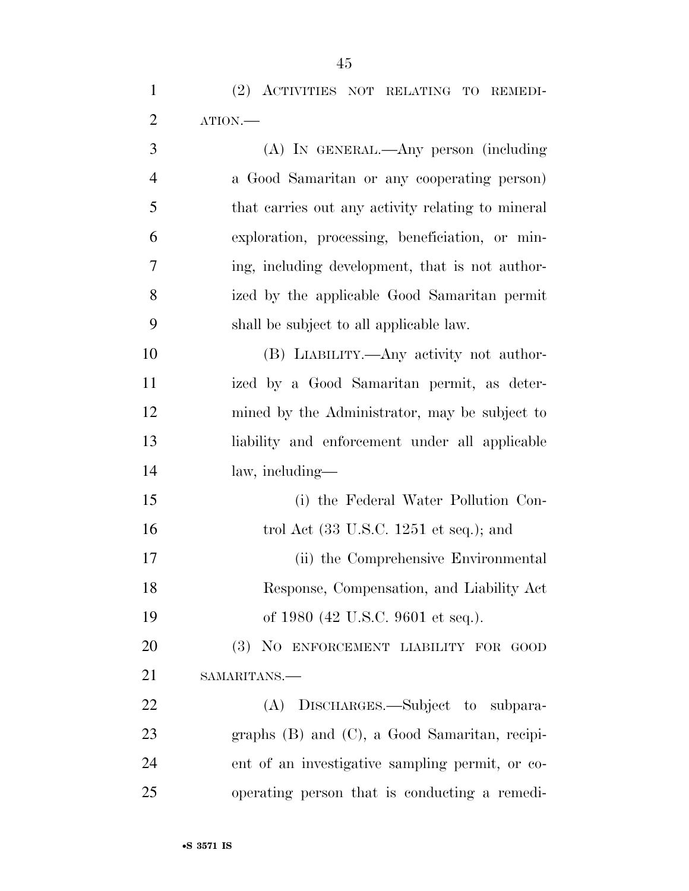(2) ACTIVITIES NOT RELATING TO REMEDIATION.—

(A) IN GENERAL.—Any person (including a Good Samaritan or any cooperating person) that carries out any activity relating to mineral exploration, processing, beneficiation, or mining, including development, that is not authorized by the applicable Good Samaritan permit shall be subject to all applicable law.

(B) LIABILITY.—Any activity not authorized by a Good Samaritan permit, as determined by the Administrator, may be subject to liability and enforcement under all applicable law, including—

(i) the Federal Water Pollution Control Act (33 U.S.C. 1251 et seq.); and

(ii) the Comprehensive Environmental Response, Compensation, and Liability Act of 1980 (42 U.S.C. 9601 et seq.).

(3) NO ENFORCEMENT LIABILITY FOR GOOD SAMARITANS.—

(A) DISCHARGES.—Subject to subparagraphs (B) and (C), a Good Samaritan, recipient of an investigative sampling permit, or cooperating person that is conducting a remedi-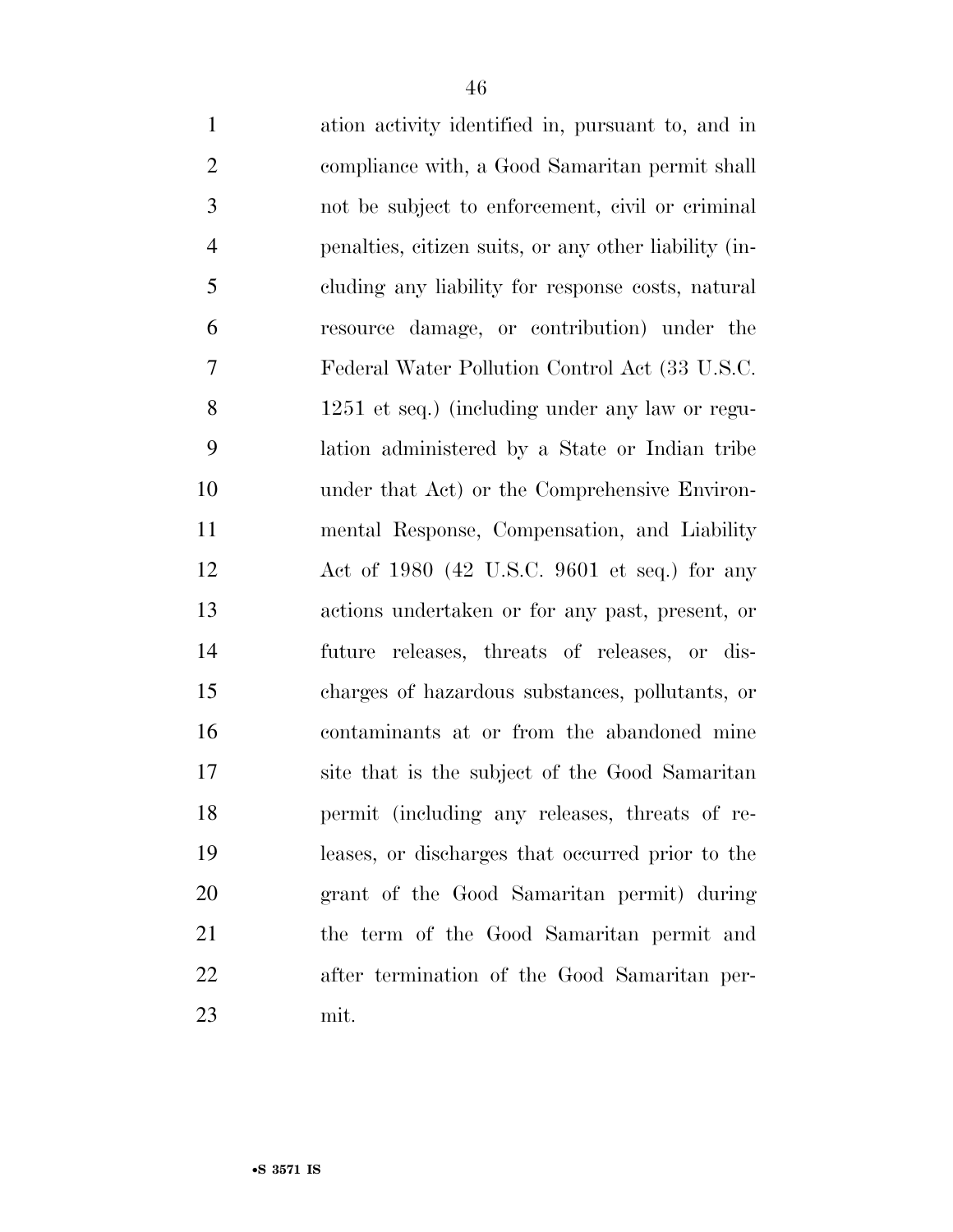ation activity identified in, pursuant to, and in compliance with, a Good Samaritan permit shall not be subject to enforcement, civil or criminal penalties, citizen suits, or any other liability (including any liability for response costs, natural resource damage, or contribution) under the Federal Water Pollution Control Act (33 U.S.C. 1251 et seq.) (including under any law or regulation administered by a State or Indian tribe under that Act) or the Comprehensive Environmental Response, Compensation, and Liability Act of 1980 (42 U.S.C. 9601 et seq.) for any actions undertaken or for any past, present, or future releases, threats of releases, or discharges of hazardous substances, pollutants, or contaminants at or from the abandoned mine site that is the subject of the Good Samaritan permit (including any releases, threats of releases, or discharges that occurred prior to the grant of the Good Samaritan permit) during the term of the Good Samaritan permit and after termination of the Good Samaritan permit.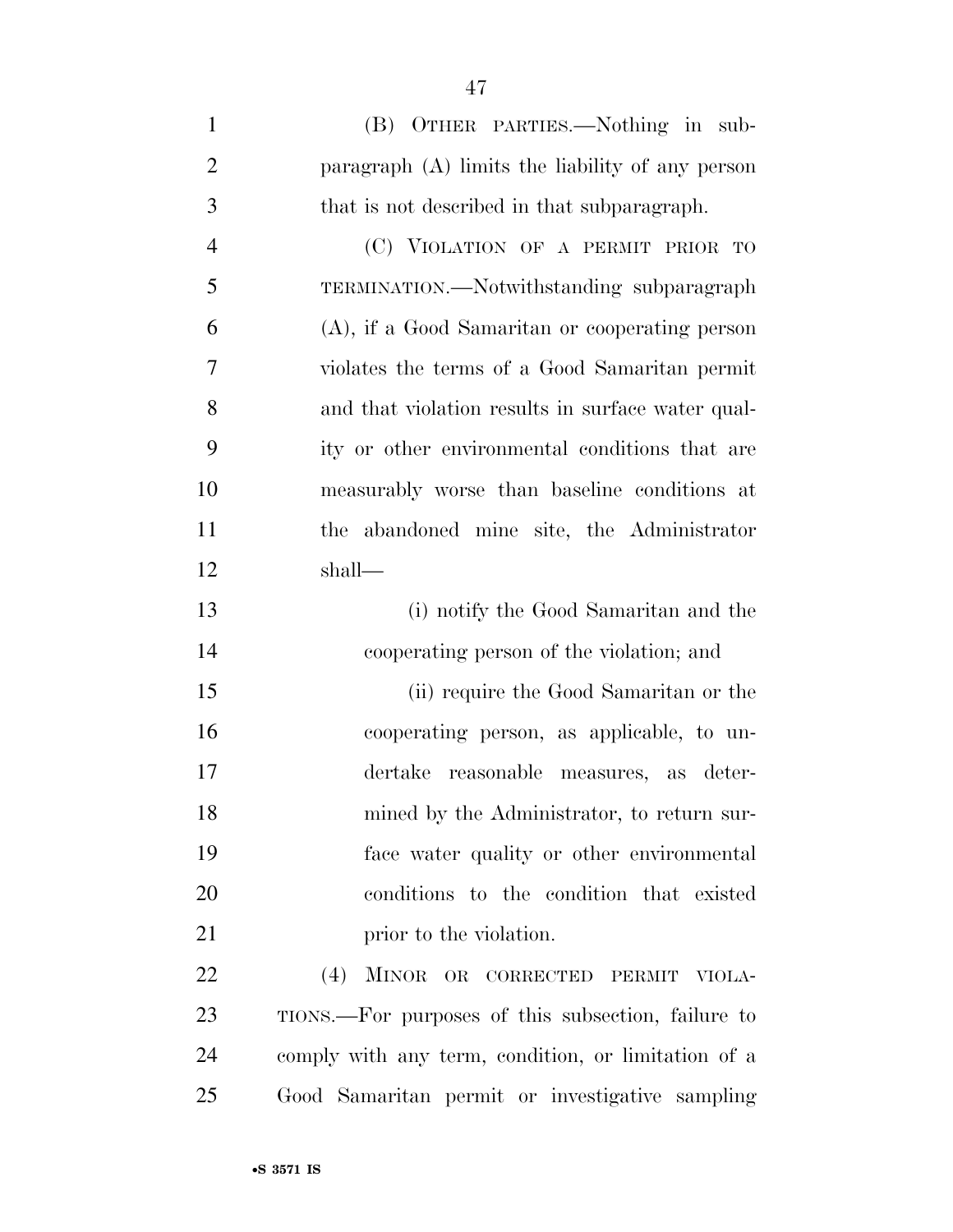(B) OTHER PARTIES.—Nothing in subparagraph (A) limits the liability of any person that is not described in that subparagraph.

(C) VIOLATION OF A PERMIT PRIOR TO TERMINATION.—Notwithstanding subparagraph (A), if a Good Samaritan or cooperating person violates the terms of a Good Samaritan permit and that violation results in surface water quality or other environmental conditions that are measurably worse than baseline conditions at the abandoned mine site, the Administrator shall—

(i) notify the Good Samaritan and the cooperating person of the violation; and

(ii) require the Good Samaritan or the cooperating person, as applicable, to undertake reasonable measures, as determined by the Administrator, to return surface water quality or other environmental conditions to the condition that existed prior to the violation.

(4) MINOR OR CORRECTED PERMIT VIOLATIONS.—For purposes of this subsection, failure to comply with any term, condition, or limitation of a Good Samaritan permit or investigative sampling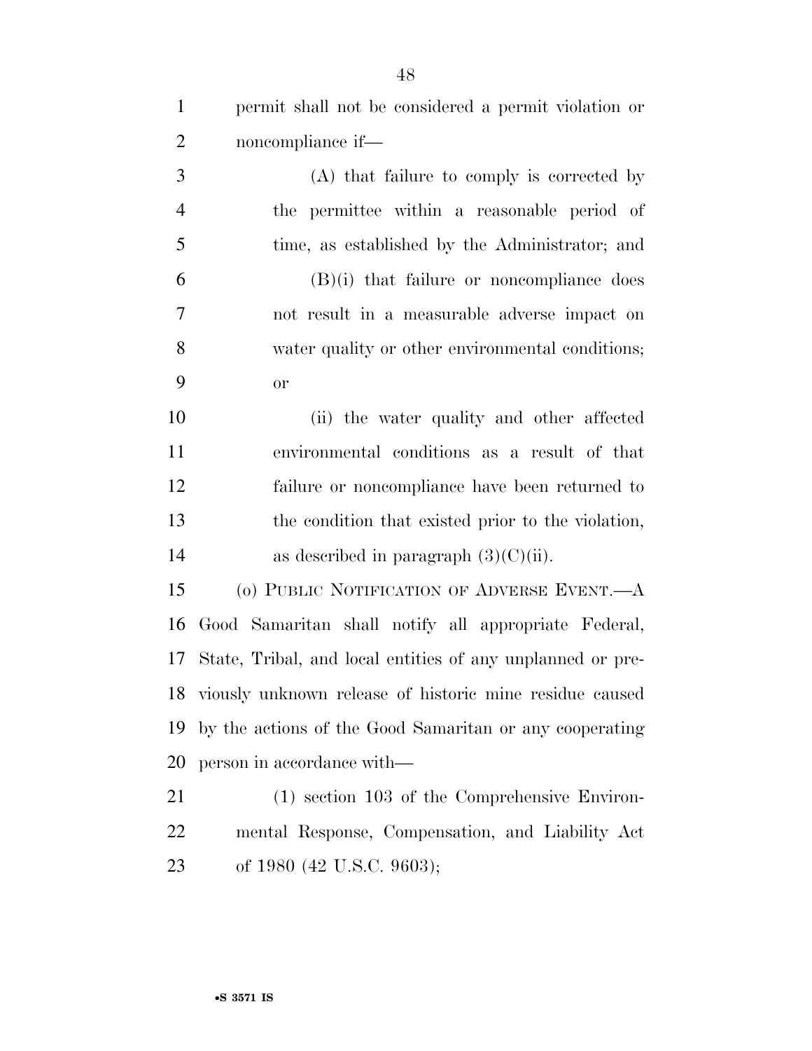permit shall not be considered a permit violation or noncompliance if—

(A) that failure to comply is corrected by the permittee within a reasonable period of time, as established by the Administrator; and

(B)(i) that failure or noncompliance does not result in a measurable adverse impact on water quality or other environmental conditions; or

(ii) the water quality and other affected environmental conditions as a result of that failure or noncompliance have been returned to the condition that existed prior to the violation, as described in paragraph (3)(C)(ii).

(o) PUBLIC NOTIFICATION OF ADVERSE EVENT.—A Good Samaritan shall notify all appropriate Federal, State, Tribal, and local entities of any unplanned or previously unknown release of historic mine residue caused by the actions of the Good Samaritan or any cooperating person in accordance with—

(1) section 103 of the Comprehensive Environmental Response, Compensation, and Liability Act of 1980 (42 U.S.C. 9603);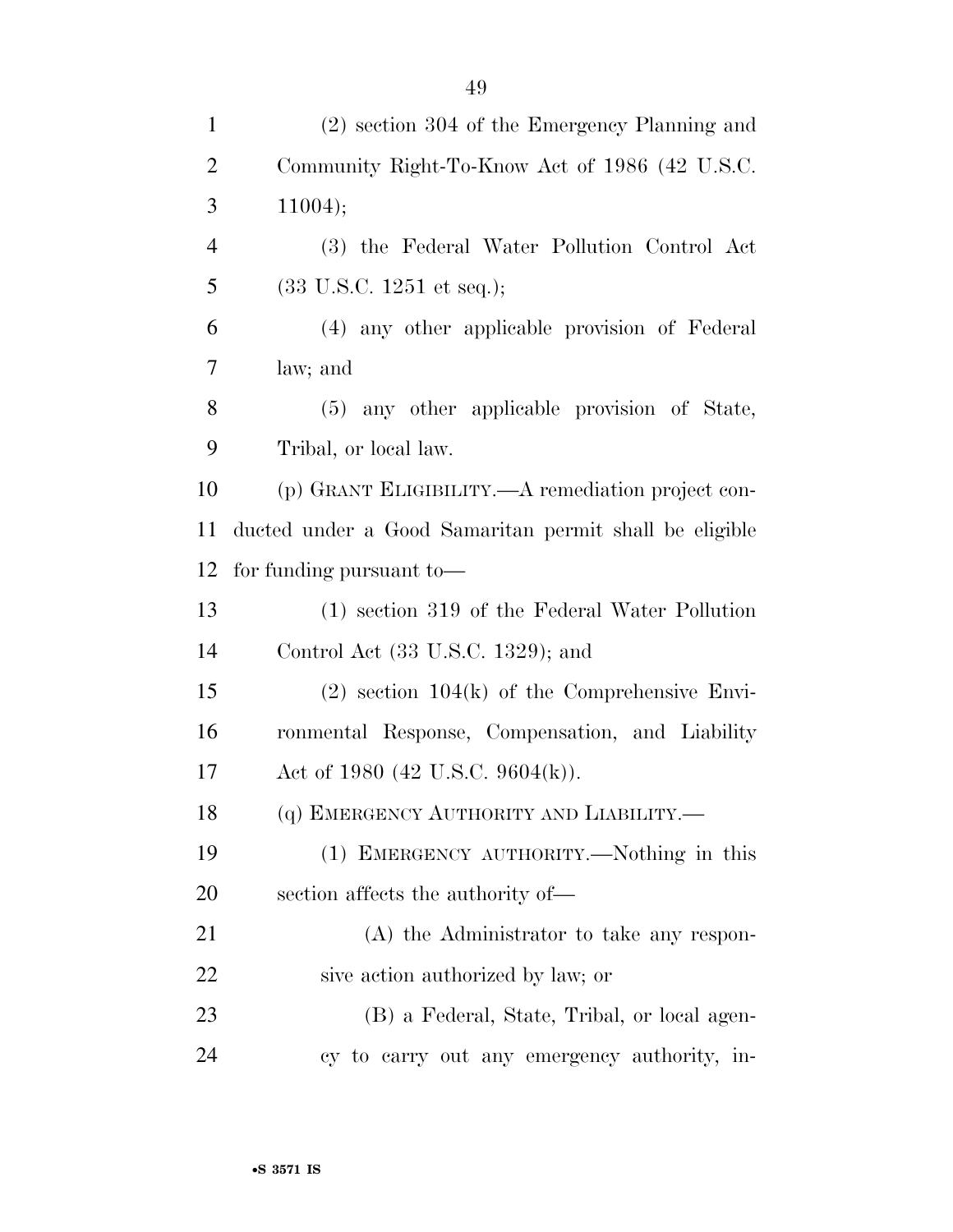(2) section 304 of the Emergency Planning and Community Right-To-Know Act of 1986 (42 U.S.C. 11004);

(3) the Federal Water Pollution Control Act (33 U.S.C. 1251 et seq.);

(4) any other applicable provision of Federal law; and

(5) any other applicable provision of State, Tribal, or local law.

(p) GRANT ELIGIBILITY.—A remediation project conducted under a Good Samaritan permit shall be eligible for funding pursuant to—

(1) section 319 of the Federal Water Pollution Control Act (33 U.S.C. 1329); and

(2) section 104(k) of the Comprehensive Environmental Response, Compensation, and Liability Act of 1980 (42 U.S.C. 9604(k)).

(q) EMERGENCY AUTHORITY AND LIABILITY.—

(1) EMERGENCY AUTHORITY.—Nothing in this section affects the authority of—

(A) the Administrator to take any responsive action authorized by law; or

(B) a Federal, State, Tribal, or local agency to carry out any emergency authority, in-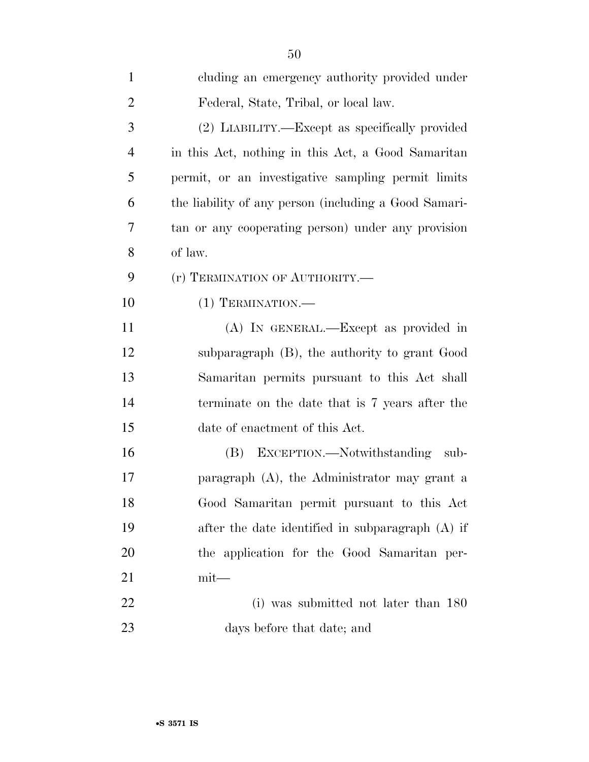cluding an emergency authority provided under Federal, State, Tribal, or local law.

(2) LIABILITY.—Except as specifically provided in this Act, nothing in this Act, a Good Samaritan permit, or an investigative sampling permit limits the liability of any person (including a Good Samaritan or any cooperating person) under any provision of law.

(r) TERMINATION OF AUTHORITY.—

(1) TERMINATION.—

(A) IN GENERAL.—Except as provided in subparagraph (B), the authority to grant Good Samaritan permits pursuant to this Act shall terminate on the date that is 7 years after the date of enactment of this Act.

(B) EXCEPTION.—Notwithstanding subparagraph (A), the Administrator may grant a Good Samaritan permit pursuant to this Act after the date identified in subparagraph (A) if the application for the Good Samaritan permit—

(i) was submitted not later than 180 days before that date; and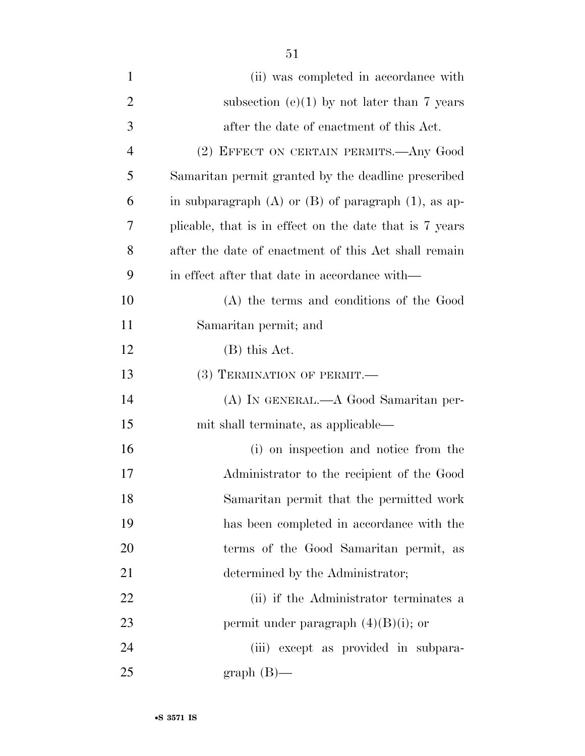(ii) was completed in accordance with subsection (e)(1) by not later than 7 years after the date of enactment of this Act.

(2) EFFECT ON CERTAIN PERMITS.—Any Good Samaritan permit granted by the deadline prescribed in subparagraph (A) or (B) of paragraph (1), as applicable, that is in effect on the date that is 7 years after the date of enactment of this Act shall remain in effect after that date in accordance with—

(A) the terms and conditions of the Good Samaritan permit; and

(B) this Act.

(3) TERMINATION OF PERMIT.—

(A) IN GENERAL.—A Good Samaritan permit shall terminate, as applicable—

(i) on inspection and notice from the Administrator to the recipient of the Good Samaritan permit that the permitted work has been completed in accordance with the terms of the Good Samaritan permit, as determined by the Administrator;

(ii) if the Administrator terminates a permit under paragraph (4)(B)(i); or

(iii) except as provided in subparagraph (B)—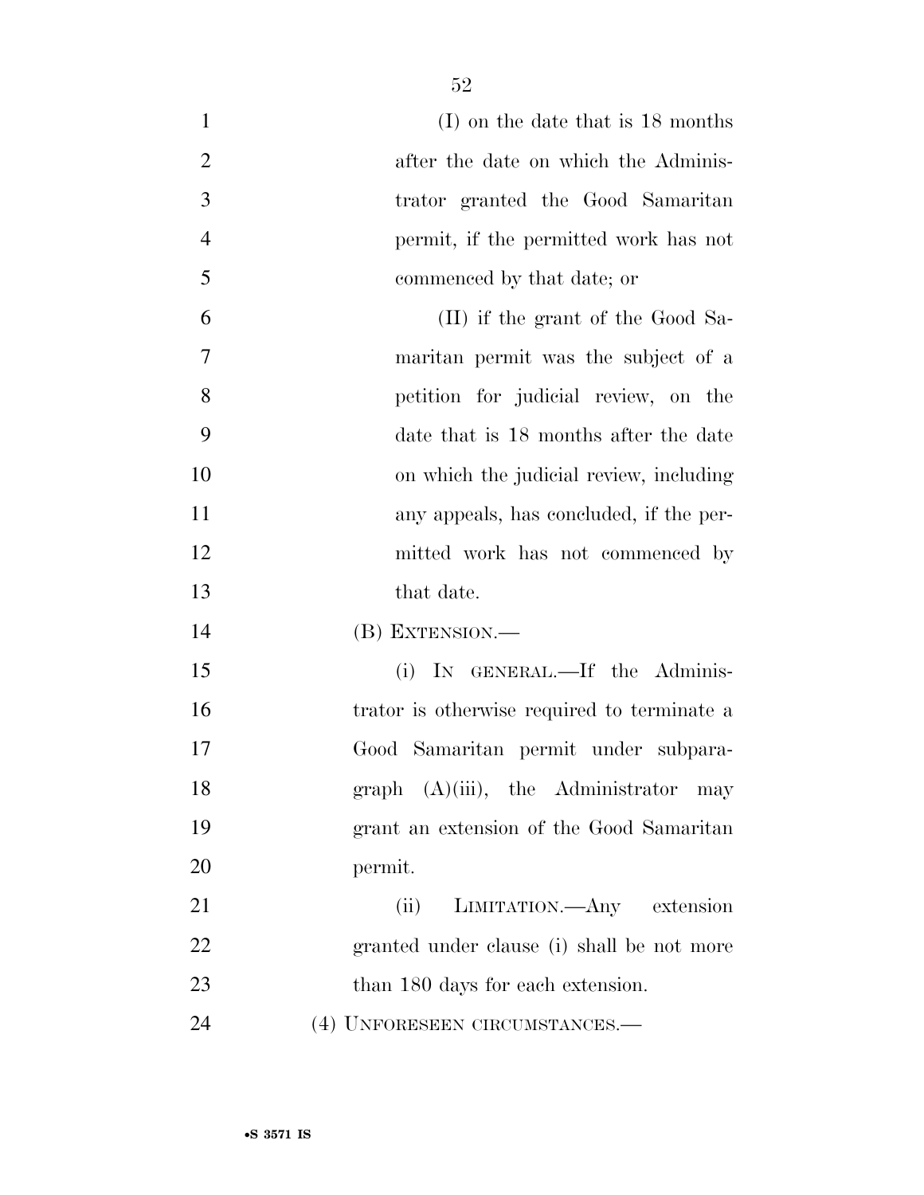(I) on the date that is 18 months after the date on which the Administrator granted the Good Samaritan permit, if the permitted work has not commenced by that date; or

(II) if the grant of the Good Samaritan permit was the subject of a petition for judicial review, on the date that is 18 months after the date on which the judicial review, including any appeals, has concluded, if the permitted work has not commenced by that date.

(B) EXTENSION.—

(i) IN GENERAL.—If the Administrator is otherwise required to terminate a Good Samaritan permit under subparagraph (A)(iii), the Administrator may grant an extension of the Good Samaritan permit.

(ii) LIMITATION.—Any extension granted under clause (i) shall be not more than 180 days for each extension.

(4) UNFORESEEN CIRCUMSTANCES.—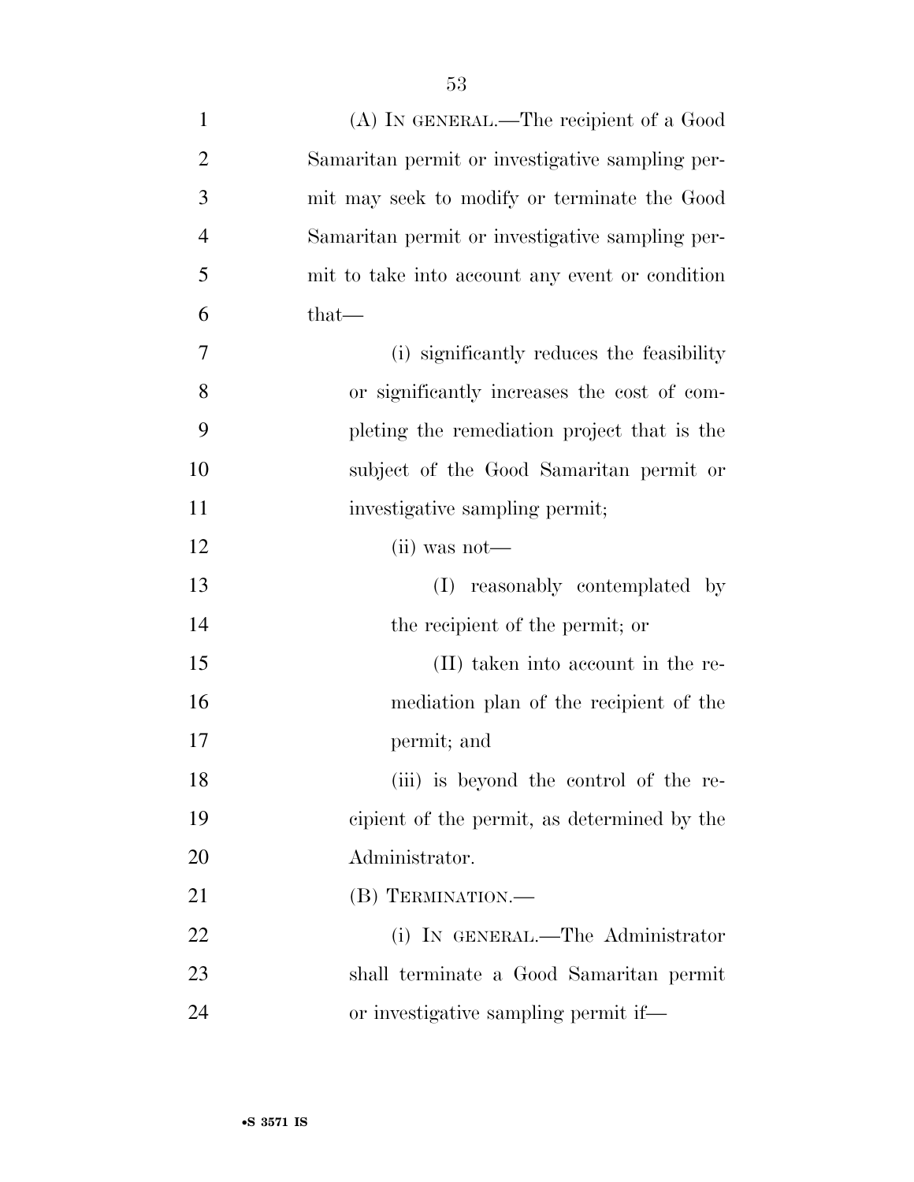(A) IN GENERAL.—The recipient of a Good Samaritan permit or investigative sampling permit may seek to modify or terminate the Good Samaritan permit or investigative sampling permit to take into account any event or condition that—

(i) significantly reduces the feasibility or significantly increases the cost of completing the remediation project that is the subject of the Good Samaritan permit or investigative sampling permit;

(ii) was not—

(I) reasonably contemplated by the recipient of the permit; or

(II) taken into account in the remediation plan of the recipient of the permit; and

(iii) is beyond the control of the recipient of the permit, as determined by the Administrator.

(B) TERMINATION.—

(i) IN GENERAL.—The Administrator shall terminate a Good Samaritan permit or investigative sampling permit if—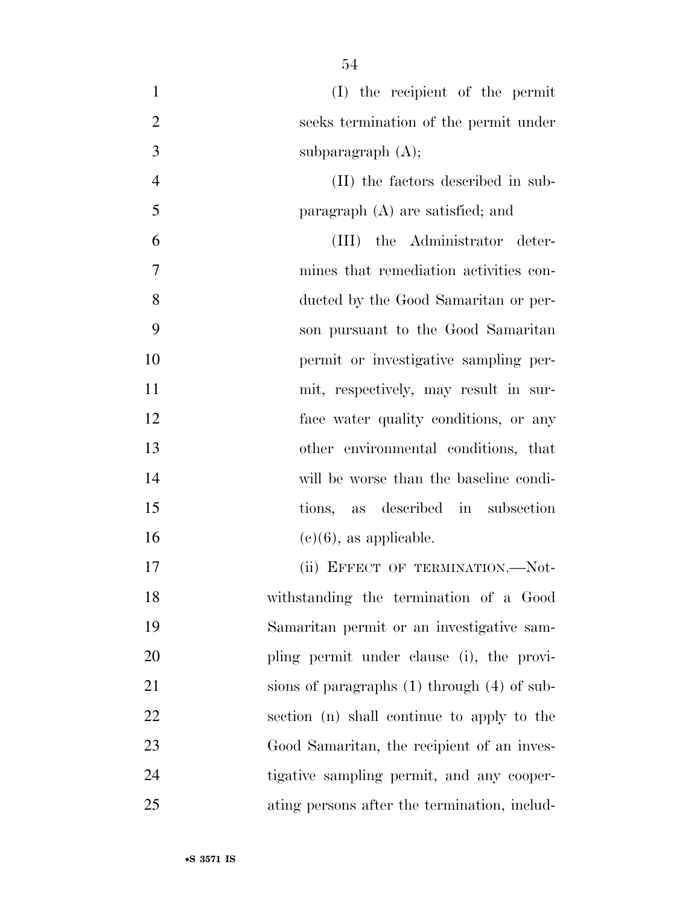(I) the recipient of the permit seeks termination of the permit under subparagraph (A);

(II) the factors described in subparagraph (A) are satisfied; and

(III) the Administrator determines that remediation activities conducted by the Good Samaritan or person pursuant to the Good Samaritan permit or investigative sampling permit, respectively, may result in surface water quality conditions, or any other environmental conditions, that will be worse than the baseline conditions, as described in subsection (c)(6), as applicable.

(ii) EFFECT OF TERMINATION.—Notwithstanding the termination of a Good Samaritan permit or an investigative sampling permit under clause (i), the provisions of paragraphs (1) through (4) of subsection (n) shall continue to apply to the Good Samaritan, the recipient of an investigative sampling permit, and any cooperating persons after the termination, includ-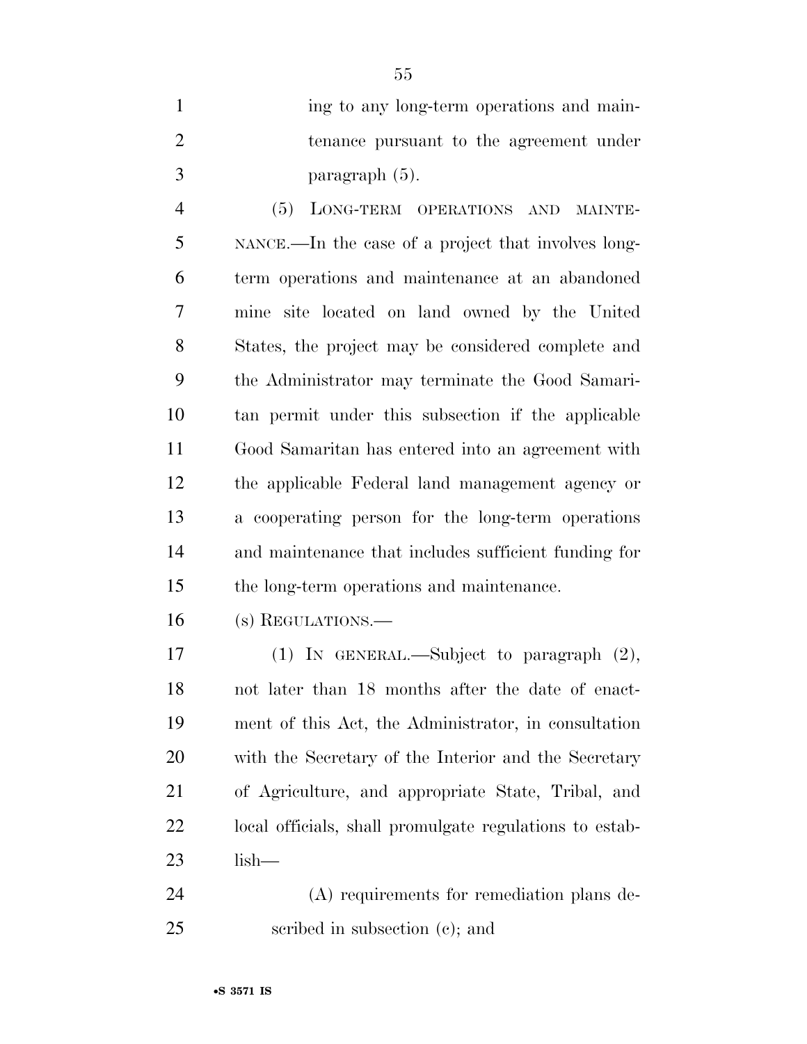ing to any long-term operations and maintenance pursuant to the agreement under paragraph (5).

(5) LONG-TERM OPERATIONS AND MAINTENANCE.—In the case of a project that involves long-term operations and maintenance at an abandoned mine site located on land owned by the United States, the project may be considered complete and the Administrator may terminate the Good Samaritan permit under this subsection if the applicable Good Samaritan has entered into an agreement with the applicable Federal land management agency or a cooperating person for the long-term operations and maintenance that includes sufficient funding for the long-term operations and maintenance.

(s) REGULATIONS.—

(1) IN GENERAL.—Subject to paragraph (2), not later than 18 months after the date of enactment of this Act, the Administrator, in consultation with the Secretary of the Interior and the Secretary of Agriculture, and appropriate State, Tribal, and local officials, shall promulgate regulations to establish—

(A) requirements for remediation plans described in subsection (c); and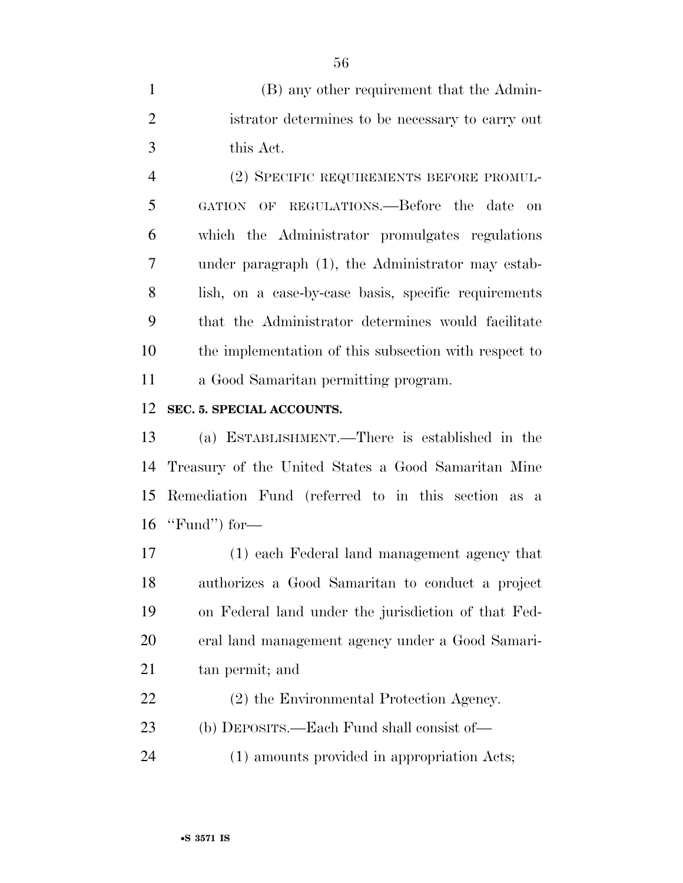(B) any other requirement that the Administrator determines to be necessary to carry out this Act.

(2) SPECIFIC REQUIREMENTS BEFORE PROMULGATION OF REGULATIONS.—Before the date on which the Administrator promulgates regulations under paragraph (1), the Administrator may establish, on a case-by-case basis, specific requirements that the Administrator determines would facilitate the implementation of this subsection with respect to a Good Samaritan permitting program.

**SEC. 5. SPECIAL ACCOUNTS.**

(a) ESTABLISHMENT.—There is established in the Treasury of the United States a Good Samaritan Mine Remediation Fund (referred to in this section as a ''Fund'') for—

(1) each Federal land management agency that authorizes a Good Samaritan to conduct a project on Federal land under the jurisdiction of that Federal land management agency under a Good Samaritan permit; and

(2) the Environmental Protection Agency.

(b) DEPOSITS.—Each Fund shall consist of—

(1) amounts provided in appropriation Acts;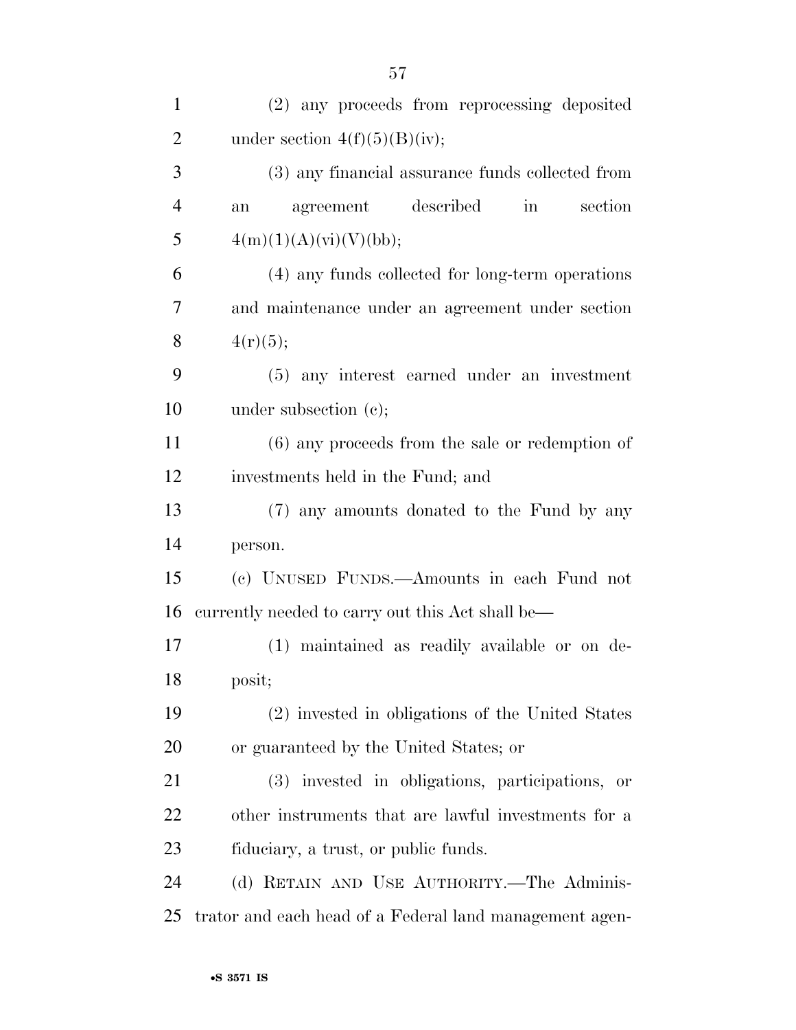(2) any proceeds from reprocessing deposited under section 4(f)(5)(B)(iv);

(3) any financial assurance funds collected from an agreement described in section 4(m)(1)(A)(vi)(V)(bb);

(4) any funds collected for long-term operations and maintenance under an agreement under section 4(r)(5);

(5) any interest earned under an investment under subsection (c);

(6) any proceeds from the sale or redemption of investments held in the Fund; and

(7) any amounts donated to the Fund by any person.

(c) UNUSED FUNDS.—Amounts in each Fund not currently needed to carry out this Act shall be—

(1) maintained as readily available or on deposit;

(2) invested in obligations of the United States or guaranteed by the United States; or

(3) invested in obligations, participations, or other instruments that are lawful investments for a fiduciary, a trust, or public funds.

(d) RETAIN AND USE AUTHORITY.—The Administrator and each head of a Federal land management agen-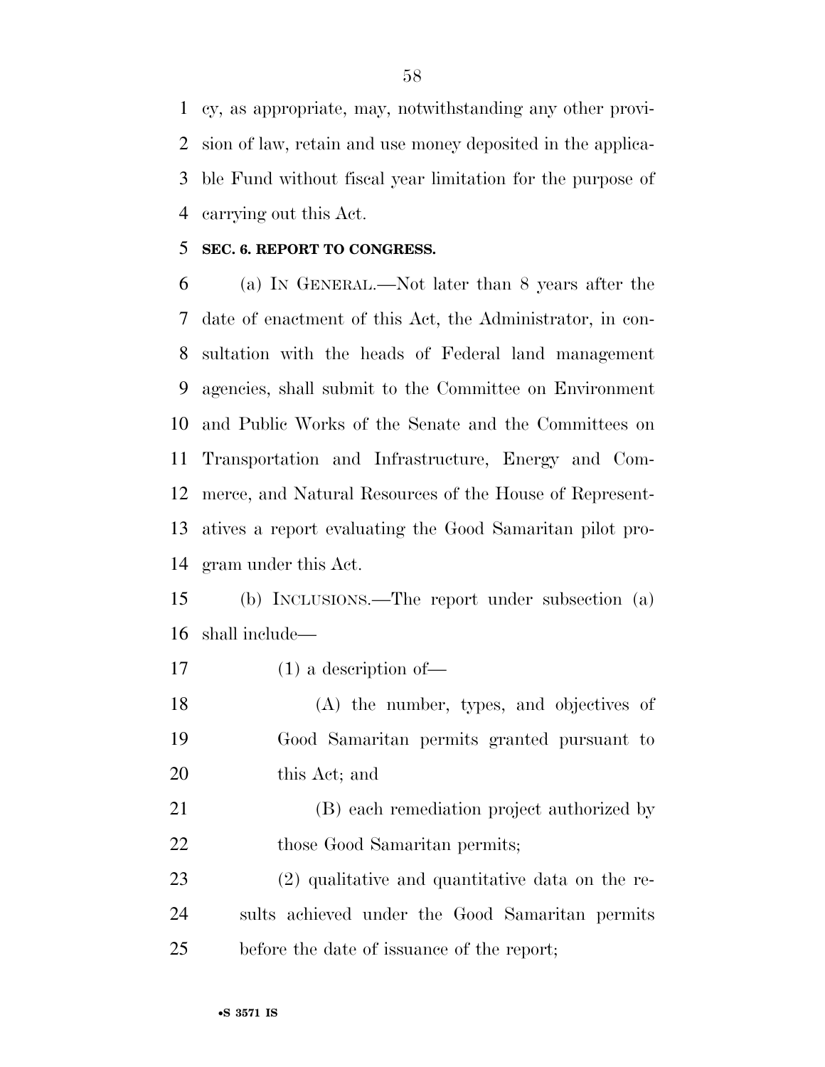cy, as appropriate, may, notwithstanding any other provision of law, retain and use money deposited in the applicable Fund without fiscal year limitation for the purpose of carrying out this Act.

**SEC. 6. REPORT TO CONGRESS.**

(a) IN GENERAL.—Not later than 8 years after the date of enactment of this Act, the Administrator, in consultation with the heads of Federal land management agencies, shall submit to the Committee on Environment and Public Works of the Senate and the Committees on Transportation and Infrastructure, Energy and Commerce, and Natural Resources of the House of Representatives a report evaluating the Good Samaritan pilot program under this Act.

(b) INCLUSIONS.—The report under subsection (a) shall include—

(1) a description of—

(A) the number, types, and objectives of Good Samaritan permits granted pursuant to this Act; and

(B) each remediation project authorized by those Good Samaritan permits;

(2) qualitative and quantitative data on the results achieved under the Good Samaritan permits before the date of issuance of the report;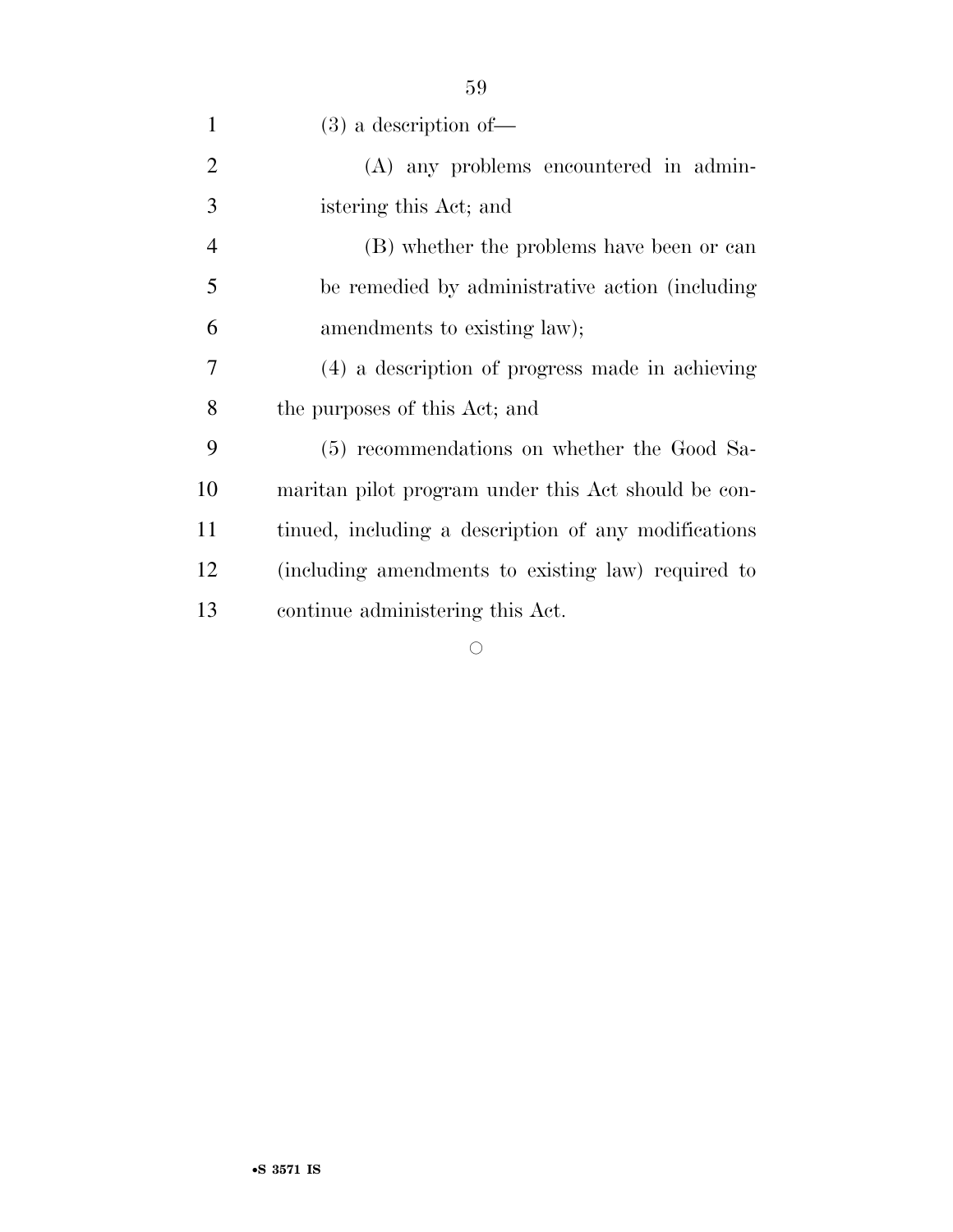(3) a description of—

(A) any problems encountered in administering this Act; and

(B) whether the problems have been or can be remedied by administrative action (including amendments to existing law);

(4) a description of progress made in achieving the purposes of this Act; and

(5) recommendations on whether the Good Samaritan pilot program under this Act should be continued, including a description of any modifications (including amendments to existing law) required to continue administering this Act.

○